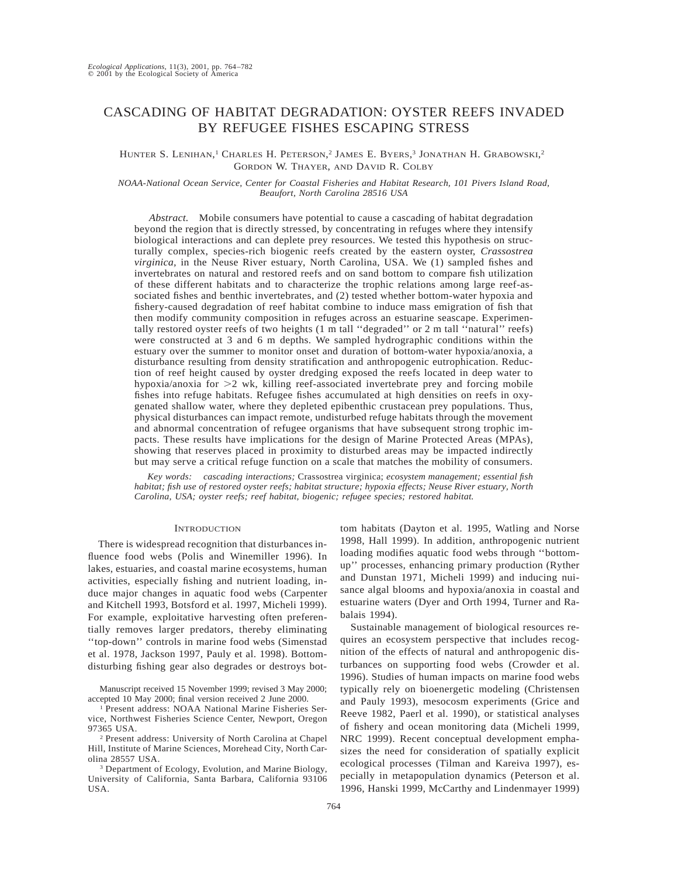# CASCADING OF HABITAT DEGRADATION: OYSTER REEFS INVADED BY REFUGEE FISHES ESCAPING STRESS

Hunter S. Lenihan,[1] Charles H. Peterson,[2] James E. Byers,[3] Jonathan H. Grabowski,[2] Gordon W. Thayer, and David R. Colby

*NOAA-National Ocean Service, Center for Coastal Fisheries and Habitat Research, 101 Pivers Island Road, Beaufort, North Carolina 28516 USA*

*Abstract.* Mobile consumers have potential to cause a cascading of habitat degradation beyond the region that is directly stressed, by concentrating in refuges where they intensify biological interactions and can deplete prey resources. We tested this hypothesis on structurally complex, species-rich biogenic reefs created by the eastern oyster, *Crassostrea virginica*, in the Neuse River estuary, North Carolina, USA. We (1) sampled fishes and invertebrates on natural and restored reefs and on sand bottom to compare fish utilization of these different habitats and to characterize the trophic relations among large reef-associated fishes and benthic invertebrates, and (2) tested whether bottom-water hypoxia and fishery-caused degradation of reef habitat combine to induce mass emigration of fish that then modify community composition in refuges across an estuarine seascape. Experimentally restored oyster reefs of two heights (1 m tall ''degraded'' or 2 m tall ''natural'' reefs) were constructed at 3 and 6 m depths. We sampled hydrographic conditions within the estuary over the summer to monitor onset and duration of bottom-water hypoxia/anoxia, a disturbance resulting from density stratification and anthropogenic eutrophication. Reduction of reef height caused by oyster dredging exposed the reefs located in deep water to hypoxia/anoxia for >2 wk, killing reef-associated invertebrate prey and forcing mobile fishes into refuge habitats. Refugee fishes accumulated at high densities on reefs in oxygenated shallow water, where they depleted epibenthic crustacean prey populations. Thus, physical disturbances can impact remote, undisturbed refuge habitats through the movement and abnormal concentration of refugee organisms that have subsequent strong trophic impacts. These results have implications for the design of Marine Protected Areas (MPAs), showing that reserves placed in proximity to disturbed areas may be impacted indirectly but may serve a critical refuge function on a scale that matches the mobility of consumers.

*Key words: cascading interactions;* Crassostrea virginica; *ecosystem management; essential fish habitat; fish use of restored oyster reefs; habitat structure; hypoxia effects; Neuse River estuary, North Carolina, USA; oyster reefs; reef habitat, biogenic; refugee species; restored habitat.*

## Introduction

There is widespread recognition that disturbances influence food webs (Polis and Winemiller 1996). In lakes, estuaries, and coastal marine ecosystems, human activities, especially fishing and nutrient loading, induce major changes in aquatic food webs (Carpenter and Kitchell 1993, Botsford et al. 1997, Micheli 1999). For example, exploitative harvesting often preferentially removes larger predators, thereby eliminating ''top-down'' controls in marine food webs (Simenstad et al. 1978, Jackson 1997, Pauly et al. 1998). Bottom-disturbing fishing gear also degrades or destroys bottom habitats (Dayton et al. 1995, Watling and Norse 1998, Hall 1999). In addition, anthropogenic nutrient loading modifies aquatic food webs through ''bottom-up'' processes, enhancing primary production (Ryther and Dunstan 1971, Micheli 1999) and inducing nuisance algal blooms and hypoxia/anoxia in coastal and estuarine waters (Dyer and Orth 1994, Turner and Rabalais 1994).

Sustainable management of biological resources requires an ecosystem perspective that includes recognition of the effects of natural and anthropogenic disturbances on supporting food webs (Crowder et al. 1996). Studies of human impacts on marine food webs typically rely on bioenergetic modeling (Christensen and Pauly 1993), mesocosm experiments (Grice and Reeve 1982, Paerl et al. 1990), or statistical analyses of fishery and ocean monitoring data (Micheli 1999, NRC 1999). Recent conceptual development emphasizes the need for consideration of spatially explicit ecological processes (Tilman and Kareiva 1997), especially in metapopulation dynamics (Peterson et al. 1996, Hanski 1999, McCarthy and Lindenmayer 1999)

Manuscript received 15 November 1999; revised 3 May 2000; accepted 10 May 2000; final version received 2 June 2000.

[1] Present address: NOAA National Marine Fisheries Service, Northwest Fisheries Science Center, Newport, Oregon 97365 USA.

[2] Present address: University of North Carolina at Chapel Hill, Institute of Marine Sciences, Morehead City, North Carolina 28557 USA.

[3] Department of Ecology, Evolution, and Marine Biology, University of California, Santa Barbara, California 93106 USA.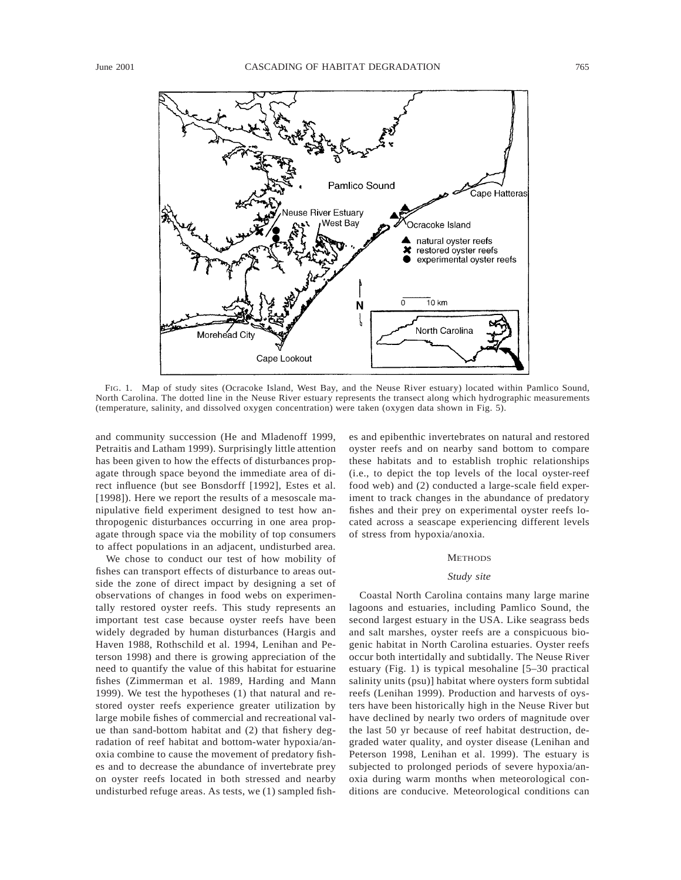FIG. 1. Map of study sites (Ocracoke Island, West Bay, and the Neuse River estuary) located within Pamlico Sound, North Carolina. The dotted line in the Neuse River estuary represents the transect along which hydrographic measurements (temperature, salinity, and dissolved oxygen concentration) were taken (oxygen data shown in Fig. 5).

and community succession (He and Mladenoff 1999, Petraitis and Latham 1999). Surprisingly little attention has been given to how the effects of disturbances propagate through space beyond the immediate area of direct influence (but see Bonsdorff [1992], Estes et al. [1998]). Here we report the results of a mesoscale manipulative field experiment designed to test how anthropogenic disturbances occurring in one area propagate through space via the mobility of top consumers to affect populations in an adjacent, undisturbed area.

We chose to conduct our test of how mobility of fishes can transport effects of disturbance to areas outside the zone of direct impact by designing a set of observations of changes in food webs on experimentally restored oyster reefs. This study represents an important test case because oyster reefs have been widely degraded by human disturbances (Hargis and Haven 1988, Rothschild et al. 1994, Lenihan and Peterson 1998) and there is growing appreciation of the need to quantify the value of this habitat for estuarine fishes (Zimmerman et al. 1989, Harding and Mann 1999). We test the hypotheses (1) that natural and restored oyster reefs experience greater utilization by large mobile fishes of commercial and recreational value than sand-bottom habitat and (2) that fishery degradation of reef habitat and bottom-water hypoxia/anoxia combine to cause the movement of predatory fishes and to decrease the abundance of invertebrate prey on oyster reefs located in both stressed and nearby undisturbed refuge areas. As tests, we (1) sampled fishes and epibenthic invertebrates on natural and restored oyster reefs and on nearby sand bottom to compare these habitats and to establish trophic relationships (i.e., to depict the top levels of the local oyster-reef food web) and (2) conducted a large-scale field experiment to track changes in the abundance of predatory fishes and their prey on experimental oyster reefs located across a seascape experiencing different levels of stress from hypoxia/anoxia.

## METHODS

### *Study site*

Coastal North Carolina contains many large marine lagoons and estuaries, including Pamlico Sound, the second largest estuary in the USA. Like seagrass beds and salt marshes, oyster reefs are a conspicuous biogenic habitat in North Carolina estuaries. Oyster reefs occur both intertidally and subtidally. The Neuse River estuary (Fig. 1) is typical mesohaline [5–30 practical salinity units (psu)] habitat where oysters form subtidal reefs (Lenihan 1999). Production and harvests of oysters have been historically high in the Neuse River but have declined by nearly two orders of magnitude over the last 50 yr because of reef habitat destruction, degraded water quality, and oyster disease (Lenihan and Peterson 1998, Lenihan et al. 1999). The estuary is subjected to prolonged periods of severe hypoxia/anoxia during warm months when meteorological conditions are conducive. Meteorological conditions can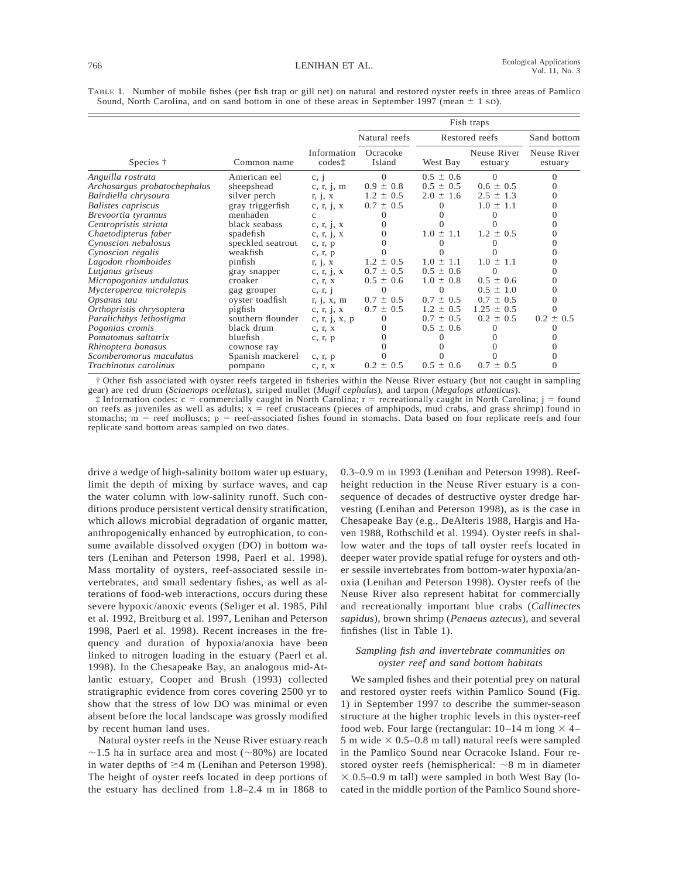TABLE 1. Number of mobile fishes (per fish trap or gill net) on natural and restored oyster reefs in three areas of Pamlico Sound, North Carolina, and on sand bottom in one of these areas in September 1997 (mean ± 1 SD).

| Species † | Common name | Information codes‡ | Fish traps: Natural reefs: Ocracoke Island | Restored reefs: West Bay | Restored reefs: Neuse River estuary | Sand bottom: Neuse River estuary |
|---|---|---|---|---|---|---|
| *Anguilla rostrata* | American eel | c, j | 0 | 0.5 ± 0.6 | 0 | 0 |
| *Archosargus probatochephalus* | sheepshead | c, r, j, m | 0.9 ± 0.8 | 0.5 ± 0.5 | 0.6 ± 0.5 | 0 |
| *Bairdiella chrysoura* | silver perch | r, j, x | 1.2 ± 0.5 | 2.0 ± 1.6 | 2.5 ± 1.3 | 0 |
| *Balistes capriscus* | gray triggerfish | c, r, j, x | 0.7 ± 0.5 | 0 | 1.0 ± 1.1 | 0 |
| *Brevoortia tyrannus* | menhaden | c | 0 | 0 | 0 | 0 |
| *Centropristis striata* | black seabass | c, r, j, x | 0 | 0 | 0 | 0 |
| *Chaetodipterus faber* | spadefish | c, r, j, x | 0 | 1.0 ± 1.1 | 1.2 ± 0.5 | 0 |
| *Cynoscion nebulosus* | speckled seatrout | c, r, p | 0 | 0 | 0 | 0 |
| *Cynoscion regalis* | weakfish | c, r, p | 0 | 0 | 0 | 0 |
| *Lagodon rhomboides* | pinfish | r, j, x | 1.2 ± 0.5 | 1.0 ± 1.1 | 1.0 ± 1.1 | 0 |
| *Lutjanus griseus* | gray snapper | c, r, j, x | 0.7 ± 0.5 | 0.5 ± 0.6 | 0 | 0 |
| *Micropogonias undulatus* | croaker | c, r, x | 0.5 ± 0.6 | 1.0 ± 0.8 | 0.5 ± 0.6 | 0 |
| *Mycteroperca microlepis* | gag grouper | c, r, j | 0 | 0 | 0.5 ± 1.0 | 0 |
| *Opsanus tau* | oyster toadfish | r, j, x, m | 0.7 ± 0.5 | 0.7 ± 0.5 | 0.7 ± 0.5 | 0 |
| *Orthopristis chrysoptera* | pigfish | c, r, j, x | 0.7 ± 0.5 | 1.2 ± 0.5 | 1.25 ± 0.5 | 0 |
| *Paralichthys lethostigma* | southern flounder | c, r, j, x, p | 0 | 0.7 ± 0.5 | 0.2 ± 0.5 | 0.2 ± 0.5 |
| *Pogonias cromis* | black drum | c, r, x | 0 | 0.5 ± 0.6 | 0 | 0 |
| *Pomatomus saltatrix* | bluefish | c, r, p | 0 | 0 | 0 | 0 |
| *Rhinoptera bonasus* | cownose ray | | 0 | 0 | 0 | 0 |
| *Scomberomorus maculatus* | Spanish mackerel | c, r, p | 0 | 0 | 0 | 0 |
| *Trachinotus carolinus* | pompano | c, r, x | 0.2 ± 0.5 | 0.5 ± 0.6 | 0.7 ± 0.5 | 0 |

† Other fish associated with oyster reefs targeted in fisheries within the Neuse River estuary (but not caught in sampling gear) are red drum (*Sciaenops ocellatus*), striped mullet (*Mugil cephalus*), and tarpon (*Megalops atlanticus*).

‡ Information codes: c = commercially caught in North Carolina; r = recreationally caught in North Carolina; j = found on reefs as juveniles as well as adults; x = reef crustaceans (pieces of amphipods, mud crabs, and grass shrimp) found in stomachs; m = reef molluscs; p = reef-associated fishes found in stomachs. Data based on four replicate reefs and four replicate sand bottom areas sampled on two dates.

drive a wedge of high-salinity bottom water up estuary, limit the depth of mixing by surface waves, and cap the water column with low-salinity runoff. Such conditions produce persistent vertical density stratification, which allows microbial degradation of organic matter, anthropogenically enhanced by eutrophication, to consume available dissolved oxygen (DO) in bottom waters (Lenihan and Peterson 1998, Paerl et al. 1998). Mass mortality of oysters, reef-associated sessile invertebrates, and small sedentary fishes, as well as alterations of food-web interactions, occurs during these severe hypoxic/anoxic events (Seliger et al. 1985, Pihl et al. 1992, Breitburg et al. 1997, Lenihan and Peterson 1998, Paerl et al. 1998). Recent increases in the frequency and duration of hypoxia/anoxia have been linked to nitrogen loading in the estuary (Paerl et al. 1998). In the Chesapeake Bay, an analogous mid-Atlantic estuary, Cooper and Brush (1993) collected stratigraphic evidence from cores covering 2500 yr to show that the stress of low DO was minimal or even absent before the local landscape was grossly modified by recent human land uses.

Natural oyster reefs in the Neuse River estuary reach ~1.5 ha in surface area and most (~80%) are located in water depths of ≥4 m (Lenihan and Peterson 1998). The height of oyster reefs located in deep portions of the estuary has declined from 1.8–2.4 m in 1868 to 0.3–0.9 m in 1993 (Lenihan and Peterson 1998). Reef-height reduction in the Neuse River estuary is a consequence of decades of destructive oyster dredge harvesting (Lenihan and Peterson 1998), as is the case in Chesapeake Bay (e.g., DeAlteris 1988, Hargis and Haven 1988, Rothschild et al. 1994). Oyster reefs in shallow water and the tops of tall oyster reefs located in deeper water provide spatial refuge for oysters and other sessile invertebrates from bottom-water hypoxia/anoxia (Lenihan and Peterson 1998). Oyster reefs of the Neuse River also represent habitat for commercially and recreationally important blue crabs (*Callinectes sapidus*), brown shrimp (*Penaeus aztecus*), and several finfishes (list in Table 1).

### *Sampling fish and invertebrate communities on oyster reef and sand bottom habitats*

We sampled fishes and their potential prey on natural and restored oyster reefs within Pamlico Sound (Fig. 1) in September 1997 to describe the summer-season structure at the higher trophic levels in this oyster-reef food web. Four large (rectangular: 10–14 m long × 4–5 m wide × 0.5–0.8 m tall) natural reefs were sampled in the Pamlico Sound near Ocracoke Island. Four restored oyster reefs (hemispherical: ~8 m in diameter × 0.5–0.9 m tall) were sampled in both West Bay (located in the middle portion of the Pamlico Sound shore-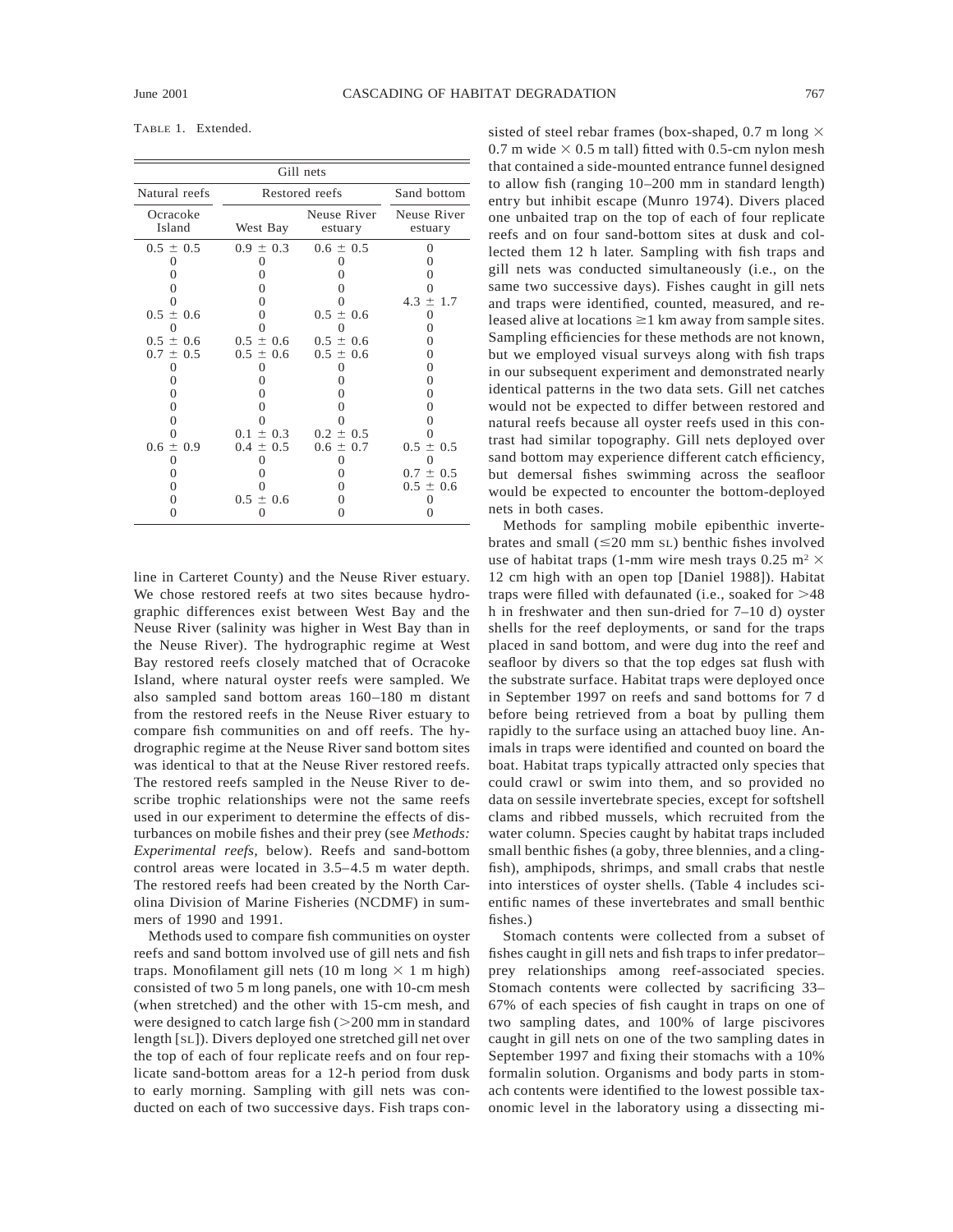TABLE 1. Extended.

| Gill nets | | | |
|---|---|---|---|
| Natural reefs | Restored reefs | | Sand bottom |
| Ocracoke Island | West Bay | Neuse River estuary | Neuse River estuary |
| 0.5 ± 0.5 | 0.9 ± 0.3 | 0.6 ± 0.5 | 0 |
| 0 | 0 | 0 | 0 |
| 0 | 0 | 0 | 0 |
| 0 | 0 | 0 | 0 |
| 0 | 0 | 0 | 4.3 ± 1.7 |
| 0.5 ± 0.6 | 0 | 0.5 ± 0.6 | 0 |
| 0 | 0 | 0 | 0 |
| 0.5 ± 0.6 | 0.5 ± 0.6 | 0.5 ± 0.6 | 0 |
| 0.7 ± 0.5 | 0.5 ± 0.6 | 0.5 ± 0.6 | 0 |
| 0 | 0 | 0 | 0 |
| 0 | 0 | 0 | 0 |
| 0 | 0 | 0 | 0 |
| 0 | 0 | 0 | 0 |
| 0 | 0 | 0 | 0 |
| 0 | 0.1 ± 0.3 | 0.2 ± 0.5 | 0 |
| 0.6 ± 0.9 | 0.4 ± 0.5 | 0.6 ± 0.7 | 0.5 ± 0.5 |
| 0 | 0 | 0 | 0 |
| 0 | 0 | 0 | 0.7 ± 0.5 |
| 0 | 0 | 0 | 0.5 ± 0.6 |
| 0 | 0.5 ± 0.6 | 0 | 0 |
| 0 | 0 | 0 | 0 |

line in Carteret County) and the Neuse River estuary. We chose restored reefs at two sites because hydrographic differences exist between West Bay and the Neuse River (salinity was higher in West Bay than in the Neuse River). The hydrographic regime at West Bay restored reefs closely matched that of Ocracoke Island, where natural oyster reefs were sampled. We also sampled sand bottom areas 160–180 m distant from the restored reefs in the Neuse River estuary to compare fish communities on and off reefs. The hydrographic regime at the Neuse River sand bottom sites was identical to that at the Neuse River restored reefs. The restored reefs sampled in the Neuse River to describe trophic relationships were not the same reefs used in our experiment to determine the effects of disturbances on mobile fishes and their prey (see *Methods: Experimental reefs*, below). Reefs and sand-bottom control areas were located in 3.5–4.5 m water depth. The restored reefs had been created by the North Carolina Division of Marine Fisheries (NCDMF) in summers of 1990 and 1991.

Methods used to compare fish communities on oyster reefs and sand bottom involved use of gill nets and fish traps. Monofilament gill nets (10 m long × 1 m high) consisted of two 5 m long panels, one with 10-cm mesh (when stretched) and the other with 15-cm mesh, and were designed to catch large fish (>200 mm in standard length [SL]). Divers deployed one stretched gill net over the top of each of four replicate reefs and on four replicate sand-bottom areas for a 12-h period from dusk to early morning. Sampling with gill nets was conducted on each of two successive days. Fish traps consisted of steel rebar frames (box-shaped, 0.7 m long × 0.7 m wide × 0.5 m tall) fitted with 0.5-cm nylon mesh that contained a side-mounted entrance funnel designed to allow fish (ranging 10–200 mm in standard length) entry but inhibit escape (Munro 1974). Divers placed one unbaited trap on the top of each of four replicate reefs and on four sand-bottom sites at dusk and collected them 12 h later. Sampling with fish traps and gill nets was conducted simultaneously (i.e., on the same two successive days). Fishes caught in gill nets and traps were identified, counted, measured, and released alive at locations ≥1 km away from sample sites. Sampling efficiencies for these methods are not known, but we employed visual surveys along with fish traps in our subsequent experiment and demonstrated nearly identical patterns in the two data sets. Gill net catches would not be expected to differ between restored and natural reefs because all oyster reefs used in this contrast had similar topography. Gill nets deployed over sand bottom may experience different catch efficiency, but demersal fishes swimming across the seafloor would be expected to encounter the bottom-deployed nets in both cases.

Methods for sampling mobile epibenthic invertebrates and small (≤20 mm SL) benthic fishes involved use of habitat traps (1-mm wire mesh trays 0.25 $m^2$ × 12 cm high with an open top [Daniel 1988]). Habitat traps were filled with defaunated (i.e., soaked for >48 h in freshwater and then sun-dried for 7–10 d) oyster shells for the reef deployments, or sand for the traps placed in sand bottom, and were dug into the reef and seafloor by divers so that the top edges sat flush with the substrate surface. Habitat traps were deployed once in September 1997 on reefs and sand bottoms for 7 d before being retrieved from a boat by pulling them rapidly to the surface using an attached buoy line. Animals in traps were identified and counted on board the boat. Habitat traps typically attracted only species that could crawl or swim into them, and so provided no data on sessile invertebrate species, except for softshell clams and ribbed mussels, which recruited from the water column. Species caught by habitat traps included small benthic fishes (a goby, three blennies, and a clingfish), amphipods, shrimps, and small crabs that nestle into interstices of oyster shells. (Table 4 includes scientific names of these invertebrates and small benthic fishes.)

Stomach contents were collected from a subset of fishes caught in gill nets and fish traps to infer predator–prey relationships among reef-associated species. Stomach contents were collected by sacrificing 33–67% of each species of fish caught in traps on one of two sampling dates, and 100% of large piscivores caught in gill nets on one of the two sampling dates in September 1997 and fixing their stomachs with a 10% formalin solution. Organisms and body parts in stomach contents were identified to the lowest possible taxonomic level in the laboratory using a dissecting mi-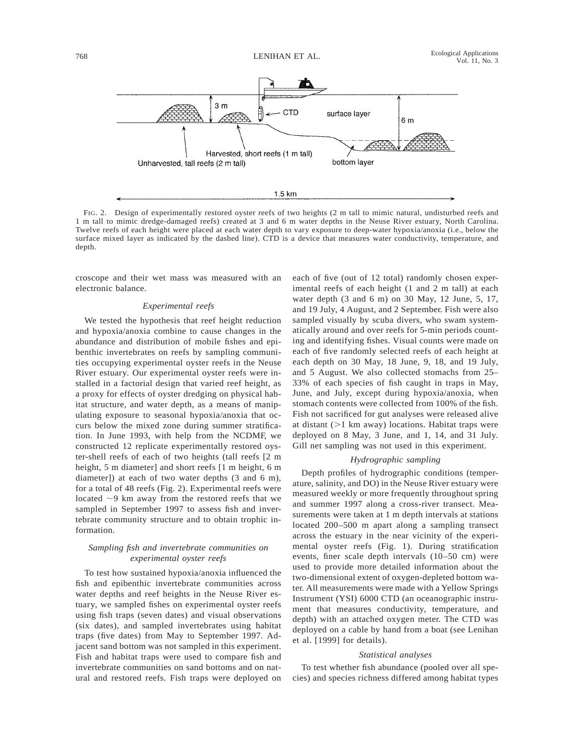FIG. 2. Design of experimentally restored oyster reefs of two heights (2 m tall to mimic natural, undisturbed reefs and 1 m tall to mimic dredge-damaged reefs) created at 3 and 6 m water depths in the Neuse River estuary, North Carolina. Twelve reefs of each height were placed at each water depth to vary exposure to deep-water hypoxia/anoxia (i.e., below the surface mixed layer as indicated by the dashed line). CTD is a device that measures water conductivity, temperature, and depth.

croscope and their wet mass was measured with an electronic balance.

### *Experimental reefs*

We tested the hypothesis that reef height reduction and hypoxia/anoxia combine to cause changes in the abundance and distribution of mobile fishes and epibenthic invertebrates on reefs by sampling communities occupying experimental oyster reefs in the Neuse River estuary. Our experimental oyster reefs were installed in a factorial design that varied reef height, as a proxy for effects of oyster dredging on physical habitat structure, and water depth, as a means of manipulating exposure to seasonal hypoxia/anoxia that occurs below the mixed zone during summer stratification. In June 1993, with help from the NCDMF, we constructed 12 replicate experimentally restored oyster-shell reefs of each of two heights (tall reefs [2 m height, 5 m diameter] and short reefs [1 m height, 6 m diameter]) at each of two water depths (3 and 6 m), for a total of 48 reefs (Fig. 2). Experimental reefs were located ~9 km away from the restored reefs that we sampled in September 1997 to assess fish and invertebrate community structure and to obtain trophic information.

### *Sampling fish and invertebrate communities on experimental oyster reefs*

To test how sustained hypoxia/anoxia influenced the fish and epibenthic invertebrate communities across water depths and reef heights in the Neuse River estuary, we sampled fishes on experimental oyster reefs using fish traps (seven dates) and visual observations (six dates), and sampled invertebrates using habitat traps (five dates) from May to September 1997. Adjacent sand bottom was not sampled in this experiment. Fish and habitat traps were used to compare fish and invertebrate communities on sand bottoms and on natural and restored reefs. Fish traps were deployed on each of five (out of 12 total) randomly chosen experimental reefs of each height (1 and 2 m tall) at each water depth (3 and 6 m) on 30 May, 12 June, 5, 17, and 19 July, 4 August, and 2 September. Fish were also sampled visually by scuba divers, who swam systematically around and over reefs for 5-min periods counting and identifying fishes. Visual counts were made on each of five randomly selected reefs of each height at each depth on 30 May, 18 June, 9, 18, and 19 July, and 5 August. We also collected stomachs from 25–33% of each species of fish caught in traps in May, June, and July, except during hypoxia/anoxia, when stomach contents were collected from 100% of the fish. Fish not sacrificed for gut analyses were released alive at distant (>1 km away) locations. Habitat traps were deployed on 8 May, 3 June, and 1, 14, and 31 July. Gill net sampling was not used in this experiment.

### *Hydrographic sampling*

Depth profiles of hydrographic conditions (temperature, salinity, and DO) in the Neuse River estuary were measured weekly or more frequently throughout spring and summer 1997 along a cross-river transect. Measurements were taken at 1 m depth intervals at stations located 200–500 m apart along a sampling transect across the estuary in the near vicinity of the experimental oyster reefs (Fig. 1). During stratification events, finer scale depth intervals (10–50 cm) were used to provide more detailed information about the two-dimensional extent of oxygen-depleted bottom water. All measurements were made with a Yellow Springs Instrument (YSI) 6000 CTD (an oceanographic instrument that measures conductivity, temperature, and depth) with an attached oxygen meter. The CTD was deployed on a cable by hand from a boat (see Lenihan et al. [1999] for details).

### *Statistical analyses*

To test whether fish abundance (pooled over all species) and species richness differed among habitat types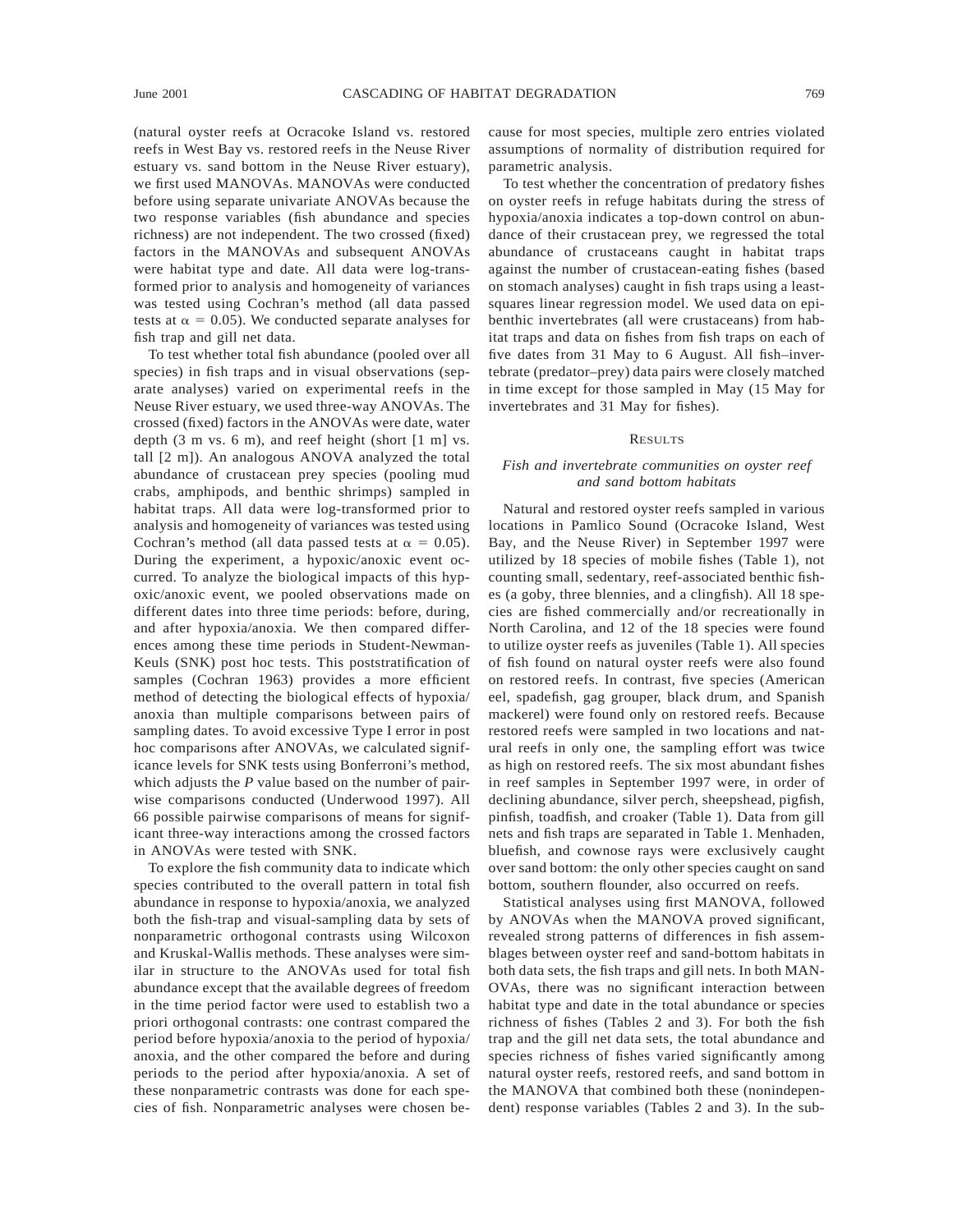(natural oyster reefs at Ocracoke Island vs. restored reefs in West Bay vs. restored reefs in the Neuse River estuary vs. sand bottom in the Neuse River estuary), we first used MANOVAs. MANOVAs were conducted before using separate univariate ANOVAs because the two response variables (fish abundance and species richness) are not independent. The two crossed (fixed) factors in the MANOVAs and subsequent ANOVAs were habitat type and date. All data were log-transformed prior to analysis and homogeneity of variances was tested using Cochran's method (all data passed tests at $\alpha = 0.05$). We conducted separate analyses for fish trap and gill net data.

To test whether total fish abundance (pooled over all species) in fish traps and in visual observations (separate analyses) varied on experimental reefs in the Neuse River estuary, we used three-way ANOVAs. The crossed (fixed) factors in the ANOVAs were date, water depth (3 m vs. 6 m), and reef height (short [1 m] vs. tall [2 m]). An analogous ANOVA analyzed the total abundance of crustacean prey species (pooling mud crabs, amphipods, and benthic shrimps) sampled in habitat traps. All data were log-transformed prior to analysis and homogeneity of variances was tested using Cochran's method (all data passed tests at $\alpha = 0.05$). During the experiment, a hypoxic/anoxic event occurred. To analyze the biological impacts of this hypoxic/anoxic event, we pooled observations made on different dates into three time periods: before, during, and after hypoxia/anoxia. We then compared differences among these time periods in Student-Newman-Keuls (SNK) post hoc tests. This poststratification of samples (Cochran 1963) provides a more efficient method of detecting the biological effects of hypoxia/anoxia than multiple comparisons between pairs of sampling dates. To avoid excessive Type I error in post hoc comparisons after ANOVAs, we calculated significance levels for SNK tests using Bonferroni's method, which adjusts the *P* value based on the number of pairwise comparisons conducted (Underwood 1997). All 66 possible pairwise comparisons of means for significant three-way interactions among the crossed factors in ANOVAs were tested with SNK.

To explore the fish community data to indicate which species contributed to the overall pattern in total fish abundance in response to hypoxia/anoxia, we analyzed both the fish-trap and visual-sampling data by sets of nonparametric orthogonal contrasts using Wilcoxon and Kruskal-Wallis methods. These analyses were similar in structure to the ANOVAs used for total fish abundance except that the available degrees of freedom in the time period factor were used to establish two a priori orthogonal contrasts: one contrast compared the period before hypoxia/anoxia to the period of hypoxia/anoxia, and the other compared the before and during periods to the period after hypoxia/anoxia. A set of these nonparametric contrasts was done for each species of fish. Nonparametric analyses were chosen because for most species, multiple zero entries violated assumptions of normality of distribution required for parametric analysis.

To test whether the concentration of predatory fishes on oyster reefs in refuge habitats during the stress of hypoxia/anoxia indicates a top-down control on abundance of their crustacean prey, we regressed the total abundance of crustaceans caught in habitat traps against the number of crustacean-eating fishes (based on stomach analyses) caught in fish traps using a least-squares linear regression model. We used data on epibenthic invertebrates (all were crustaceans) from habitat traps and data on fishes from fish traps on each of five dates from 31 May to 6 August. All fish–invertebrate (predator–prey) data pairs were closely matched in time except for those sampled in May (15 May for invertebrates and 31 May for fishes).

## Results

### *Fish and invertebrate communities on oyster reef and sand bottom habitats*

Natural and restored oyster reefs sampled in various locations in Pamlico Sound (Ocracoke Island, West Bay, and the Neuse River) in September 1997 were utilized by 18 species of mobile fishes (Table 1), not counting small, sedentary, reef-associated benthic fishes (a goby, three blennies, and a clingfish). All 18 species are fished commercially and/or recreationally in North Carolina, and 12 of the 18 species were found to utilize oyster reefs as juveniles (Table 1). All species of fish found on natural oyster reefs were also found on restored reefs. In contrast, five species (American eel, spadefish, gag grouper, black drum, and Spanish mackerel) were found only on restored reefs. Because restored reefs were sampled in two locations and natural reefs in only one, the sampling effort was twice as high on restored reefs. The six most abundant fishes in reef samples in September 1997 were, in order of declining abundance, silver perch, sheepshead, pigfish, pinfish, toadfish, and croaker (Table 1). Data from gill nets and fish traps are separated in Table 1. Menhaden, bluefish, and cownose rays were exclusively caught over sand bottom: the only other species caught on sand bottom, southern flounder, also occurred on reefs.

Statistical analyses using first MANOVA, followed by ANOVAs when the MANOVA proved significant, revealed strong patterns of differences in fish assemblages between oyster reef and sand-bottom habitats in both data sets, the fish traps and gill nets. In both MANOVAs, there was no significant interaction between habitat type and date in the total abundance or species richness of fishes (Tables 2 and 3). For both the fish trap and the gill net data sets, the total abundance and species richness of fishes varied significantly among natural oyster reefs, restored reefs, and sand bottom in the MANOVA that combined both these (nonindependent) response variables (Tables 2 and 3). In the sub-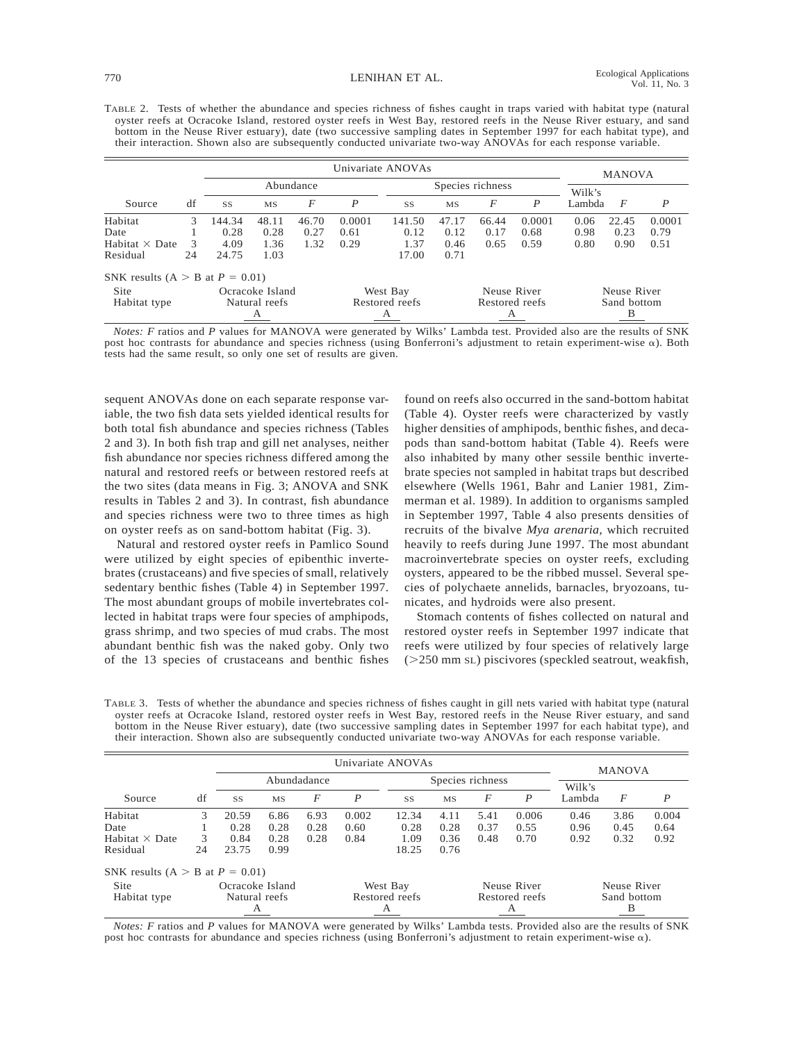TABLE 2. Tests of whether the abundance and species richness of fishes caught in traps varied with habitat type (natural oyster reefs at Ocracoke Island, restored oyster reefs in West Bay, restored reefs in the Neuse River estuary, and sand bottom in the Neuse River estuary), date (two successive sampling dates in September 1997 for each habitat type), and their interaction. Shown also are subsequently conducted univariate two-way ANOVAs for each response variable.

| | | Univariate ANOVAs | | | | | | | | MANOVA | | |
|---|---|---|---|---|---|---|---|---|---|---|---|---|
| | | Abundance | | | | Species richness | | | | | | |
| Source | df | SS | MS | $F$ | $P$ | SS | MS | $F$ | $P$ | Wilk's Lambda | $F$ | $P$ |
| Habitat | 3 | 144.34 | 48.11 | 46.70 | 0.0001 | 141.50 | 47.17 | 66.44 | 0.0001 | 0.06 | 22.45 | 0.0001 |
| Date | 1 | 0.28 | 0.28 | 0.27 | 0.61 | 0.12 | 0.12 | 0.17 | 0.68 | 0.98 | 0.23 | 0.79 |
| Habitat × Date | 3 | 4.09 | 1.36 | 1.32 | 0.29 | 1.37 | 0.46 | 0.65 | 0.59 | 0.80 | 0.90 | 0.51 |
| Residual | 24 | 24.75 | 1.03 | | | 17.00 | 0.71 | | | | | |

SNK results (A > B at $P = 0.01$)

| Site | Ocracoke Island | West Bay | Neuse River | Neuse River |
|---|---|---|---|---|
| Habitat type | Natural reefs | Restored reefs | Restored reefs | Sand bottom |
| | A | A | A | B |

*Notes:* $F$ ratios and $P$ values for MANOVA were generated by Wilks' Lambda test. Provided also are the results of SNK post hoc contrasts for abundance and species richness (using Bonferroni's adjustment to retain experiment-wise $\alpha$). Both tests had the same result, so only one set of results are given.

sequent ANOVAs done on each separate response variable, the two fish data sets yielded identical results for both total fish abundance and species richness (Tables 2 and 3). In both fish trap and gill net analyses, neither fish abundance nor species richness differed among the natural and restored reefs or between restored reefs at the two sites (data means in Fig. 3; ANOVA and SNK results in Tables 2 and 3). In contrast, fish abundance and species richness were two to three times as high on oyster reefs as on sand-bottom habitat (Fig. 3).

Natural and restored oyster reefs in Pamlico Sound were utilized by eight species of epibenthic invertebrates (crustaceans) and five species of small, relatively sedentary benthic fishes (Table 4) in September 1997. The most abundant groups of mobile invertebrates collected in habitat traps were four species of amphipods, grass shrimp, and two species of mud crabs. The most abundant benthic fish was the naked goby. Only two of the 13 species of crustaceans and benthic fishes found on reefs also occurred in the sand-bottom habitat (Table 4). Oyster reefs were characterized by vastly higher densities of amphipods, benthic fishes, and decapods than sand-bottom habitat (Table 4). Reefs were also inhabited by many other sessile benthic invertebrate species not sampled in habitat traps but described elsewhere (Wells 1961, Bahr and Lanier 1981, Zimmerman et al. 1989). In addition to organisms sampled in September 1997, Table 4 also presents densities of recruits of the bivalve *Mya arenaria*, which recruited heavily to reefs during June 1997. The most abundant macroinvertebrate species on oyster reefs, excluding oysters, appeared to be the ribbed mussel. Several species of polychaete annelids, barnacles, bryozoans, tunicates, and hydroids were also present.

Stomach contents of fishes collected on natural and restored oyster reefs in September 1997 indicate that reefs were utilized by four species of relatively large (>250 mm SL) piscivores (speckled seatrout, weakfish,

TABLE 3. Tests of whether the abundance and species richness of fishes caught in gill nets varied with habitat type (natural oyster reefs at Ocracoke Island, restored oyster reefs in West Bay, restored reefs in the Neuse River estuary, and sand bottom in the Neuse River estuary), date (two successive sampling dates in September 1997 for each habitat type), and their interaction. Shown also are subsequently conducted univariate two-way ANOVAs for each response variable.

| | | Univariate ANOVAs | | | | | | | | MANOVA | | |
|---|---|---|---|---|---|---|---|---|---|---|---|---|
| | | Abundadance | | | | Species richness | | | | | | |
| Source | df | SS | MS | $F$ | $P$ | SS | MS | $F$ | $P$ | Wilk's Lambda | $F$ | $P$ |
| Habitat | 3 | 20.59 | 6.86 | 6.93 | 0.002 | 12.34 | 4.11 | 5.41 | 0.006 | 0.46 | 3.86 | 0.004 |
| Date | 1 | 0.28 | 0.28 | 0.28 | 0.60 | 0.28 | 0.28 | 0.37 | 0.55 | 0.96 | 0.45 | 0.64 |
| Habitat × Date | 3 | 0.84 | 0.28 | 0.28 | 0.84 | 1.09 | 0.36 | 0.48 | 0.70 | 0.92 | 0.32 | 0.92 |
| Residual | 24 | 23.75 | 0.99 | | | 18.25 | 0.76 | | | | | |

SNK results (A > B at $P = 0.01$)

| Site | Ocracoke Island | West Bay | Neuse River | Neuse River |
|---|---|---|---|---|
| Habitat type | Natural reefs | Restored reefs | Restored reefs | Sand bottom |
| | A | A | A | B |

*Notes:* $F$ ratios and $P$ values for MANOVA were generated by Wilks' Lambda tests. Provided also are the results of SNK post hoc contrasts for abundance and species richness (using Bonferroni's adjustment to retain experiment-wise $\alpha$).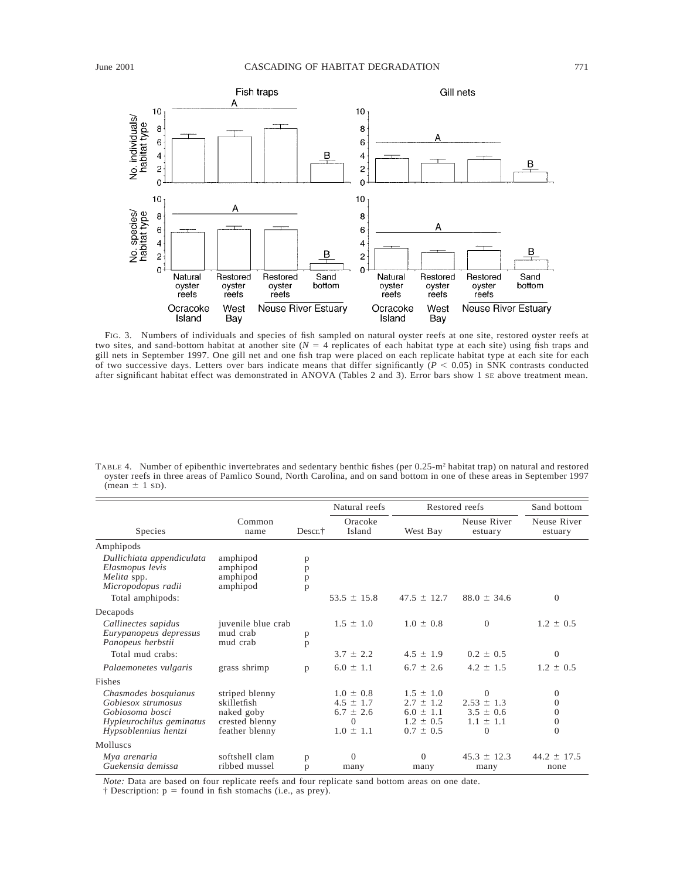FIG. 3. Numbers of individuals and species of fish sampled on natural oyster reefs at one site, restored oyster reefs at two sites, and sand-bottom habitat at another site ($N = 4$ replicates of each habitat type at each site) using fish traps and gill nets in September 1997. One gill net and one fish trap were placed on each replicate habitat type at each site for each of two successive days. Letters over bars indicate means that differ significantly ($P < 0.05$) in SNK contrasts conducted after significant habitat effect was demonstrated in ANOVA (Tables 2 and 3). Error bars show 1 SE above treatment mean.

TABLE 4. Number of epibenthic invertebrates and sedentary benthic fishes (per 0.25-m² habitat trap) on natural and restored oyster reefs in three areas of Pamlico Sound, North Carolina, and on sand bottom in one of these areas in September 1997 (mean ± 1 SD).

| | | | Natural reefs | Restored reefs | | Sand bottom |
|---|---|---|---|---|---|---|
| Species | Common name | Descr.† | Oracoke Island | West Bay | Neuse River estuary | Neuse River estuary |
| Amphipods | | | | | | |
| *Dullichiata appendiculata* | amphipod | p | | | | |
| *Elasmopus levis* | amphipod | p | | | | |
| *Melita* spp. | amphipod | p | | | | |
| *Micropodopus radii* | amphipod | p | | | | |
| Total amphipods: | | | 53.5 ± 15.8 | 47.5 ± 12.7 | 88.0 ± 34.6 | 0 |
| Decapods | | | | | | |
| *Callinectes sapidus* | juvenile blue crab | | 1.5 ± 1.0 | 1.0 ± 0.8 | 0 | 1.2 ± 0.5 |
| *Eurypanopeus depressus* | mud crab | p | | | | |
| *Panopeus herbstii* | mud crab | p | | | | |
| Total mud crabs: | | | 3.7 ± 2.2 | 4.5 ± 1.9 | 0.2 ± 0.5 | 0 |
| *Palaemonetes vulgaris* | grass shrimp | p | 6.0 ± 1.1 | 6.7 ± 2.6 | 4.2 ± 1.5 | 1.2 ± 0.5 |
| Fishes | | | | | | |
| *Chasmodes bosquianus* | striped blenny | | 1.0 ± 0.8 | 1.5 ± 1.0 | 0 | 0 |
| *Gobiesox strumosus* | skilletfish | | 4.5 ± 1.7 | 2.7 ± 1.2 | 2.53 ± 1.3 | 0 |
| *Gobiosoma bosci* | naked goby | | 6.7 ± 2.6 | 6.0 ± 1.1 | 3.5 ± 0.6 | 0 |
| *Hypleurochilus geminatus* | crested blenny | | 0 | 1.2 ± 0.5 | 1.1 ± 1.1 | 0 |
| *Hypsoblennius hentzi* | feather blenny | | 1.0 ± 1.1 | 0.7 ± 0.5 | 0 | 0 |
| Molluscs | | | | | | |
| *Mya arenaria* | softshell clam | p | 0 | 0 | 45.3 ± 12.3 | 44.2 ± 17.5 |
| *Guekensia demissa* | ribbed mussel | p | many | many | many | none |

*Note:* Data are based on four replicate reefs and four replicate sand bottom areas on one date.

† Description: p = found in fish stomachs (i.e., as prey).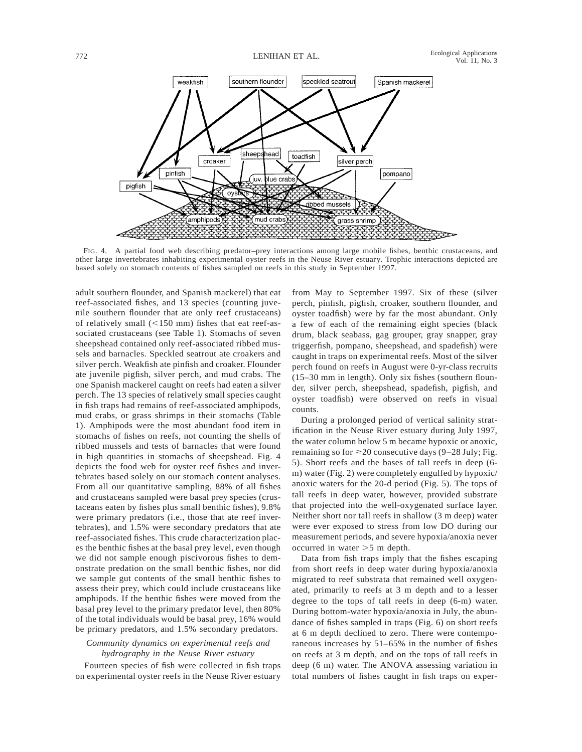FIG. 4. A partial food web describing predator–prey interactions among large mobile fishes, benthic crustaceans, and other large invertebrates inhabiting experimental oyster reefs in the Neuse River estuary. Trophic interactions depicted are based solely on stomach contents of fishes sampled on reefs in this study in September 1997.

adult southern flounder, and Spanish mackerel) that eat reef-associated fishes, and 13 species (counting juvenile southern flounder that ate only reef crustaceans) of relatively small (<150 mm) fishes that eat reef-associated crustaceans (see Table 1). Stomachs of seven sheepshead contained only reef-associated ribbed mussels and barnacles. Speckled seatrout ate croakers and silver perch. Weakfish ate pinfish and croaker. Flounder ate juvenile pigfish, silver perch, and mud crabs. The one Spanish mackerel caught on reefs had eaten a silver perch. The 13 species of relatively small species caught in fish traps had remains of reef-associated amphipods, mud crabs, or grass shrimps in their stomachs (Table 1). Amphipods were the most abundant food item in stomachs of fishes on reefs, not counting the shells of ribbed mussels and tests of barnacles that were found in high quantities in stomachs of sheepshead. Fig. 4 depicts the food web for oyster reef fishes and invertebrates based solely on our stomach content analyses. From all our quantitative sampling, 88% of all fishes and crustaceans sampled were basal prey species (crustaceans eaten by fishes plus small benthic fishes), 9.8% were primary predators (i.e., those that ate reef invertebrates), and 1.5% were secondary predators that ate reef-associated fishes. This crude characterization places the benthic fishes at the basal prey level, even though we did not sample enough piscivorous fishes to demonstrate predation on the small benthic fishes, nor did we sample gut contents of the small benthic fishes to assess their prey, which could include crustaceans like amphipods. If the benthic fishes were moved from the basal prey level to the primary predator level, then 80% of the total individuals would be basal prey, 16% would be primary predators, and 1.5% secondary predators.

### *Community dynamics on experimental reefs and hydrography in the Neuse River estuary*

Fourteen species of fish were collected in fish traps on experimental oyster reefs in the Neuse River estuary from May to September 1997. Six of these (silver perch, pinfish, pigfish, croaker, southern flounder, and oyster toadfish) were by far the most abundant. Only a few of each of the remaining eight species (black drum, black seabass, gag grouper, gray snapper, gray triggerfish, pompano, sheepshead, and spadefish) were caught in traps on experimental reefs. Most of the silver perch found on reefs in August were 0-yr-class recruits (15–30 mm in length). Only six fishes (southern flounder, silver perch, sheepshead, spadefish, pigfish, and oyster toadfish) were observed on reefs in visual counts.

During a prolonged period of vertical salinity stratification in the Neuse River estuary during July 1997, the water column below 5 m became hypoxic or anoxic, remaining so for ≥20 consecutive days (9–28 July; Fig. 5). Short reefs and the bases of tall reefs in deep (6-m) water (Fig. 2) were completely engulfed by hypoxic/anoxic waters for the 20-d period (Fig. 5). The tops of tall reefs in deep water, however, provided substrate that projected into the well-oxygenated surface layer. Neither short nor tall reefs in shallow (3 m deep) water were ever exposed to stress from low DO during our measurement periods, and severe hypoxia/anoxia never occurred in water >5 m depth.

Data from fish traps imply that the fishes escaping from short reefs in deep water during hypoxia/anoxia migrated to reef substrata that remained well oxygenated, primarily to reefs at 3 m depth and to a lesser degree to the tops of tall reefs in deep (6-m) water. During bottom-water hypoxia/anoxia in July, the abundance of fishes sampled in traps (Fig. 6) on short reefs at 6 m depth declined to zero. There were contemporaneous increases by 51–65% in the number of fishes on reefs at 3 m depth, and on the tops of tall reefs in deep (6 m) water. The ANOVA assessing variation in total numbers of fishes caught in fish traps on exper-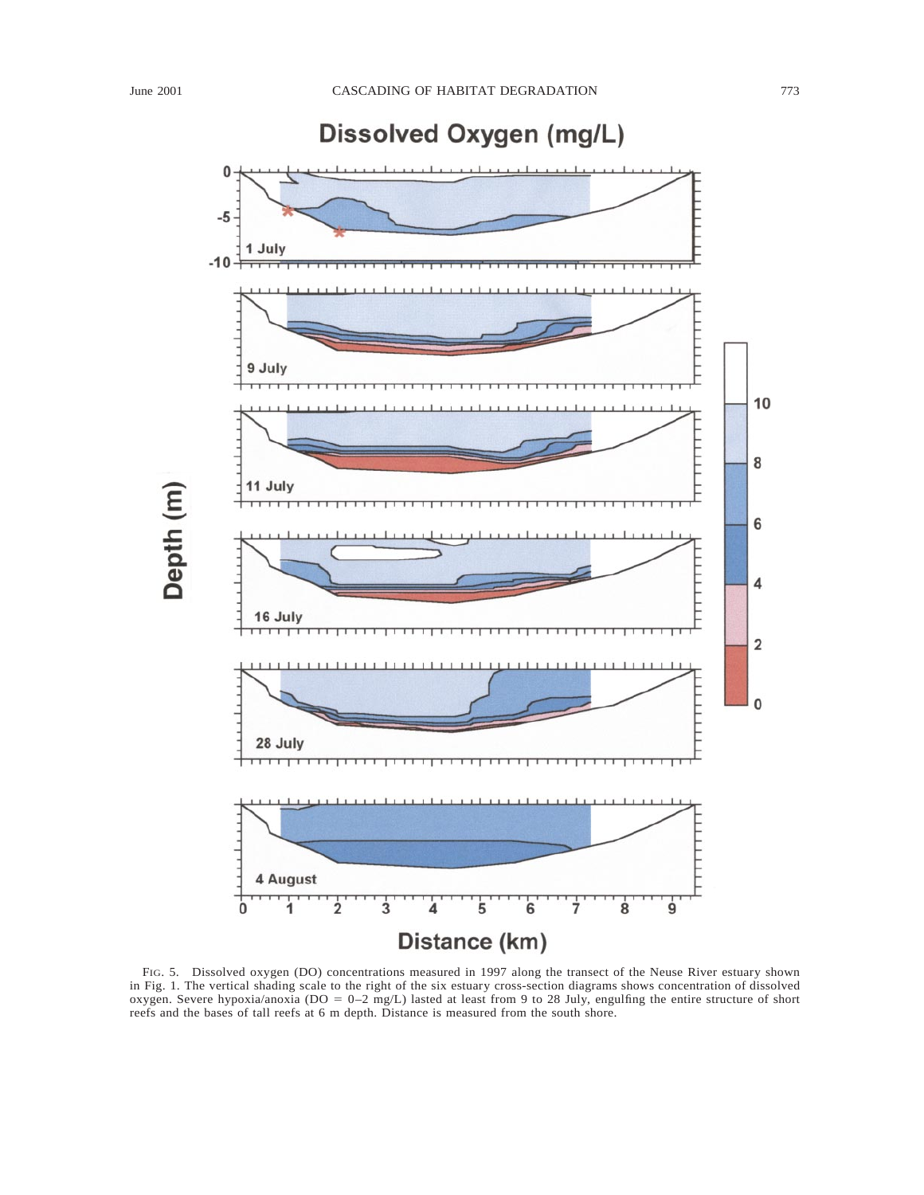FIG. 5. Dissolved oxygen (DO) concentrations measured in 1997 along the transect of the Neuse River estuary shown in Fig. 1. The vertical shading scale to the right of the six estuary cross-section diagrams shows concentration of dissolved oxygen. Severe hypoxia/anoxia (DO = 0–2 mg/L) lasted at least from 9 to 28 July, engulfing the entire structure of short reefs and the bases of tall reefs at 6 m depth. Distance is measured from the south shore.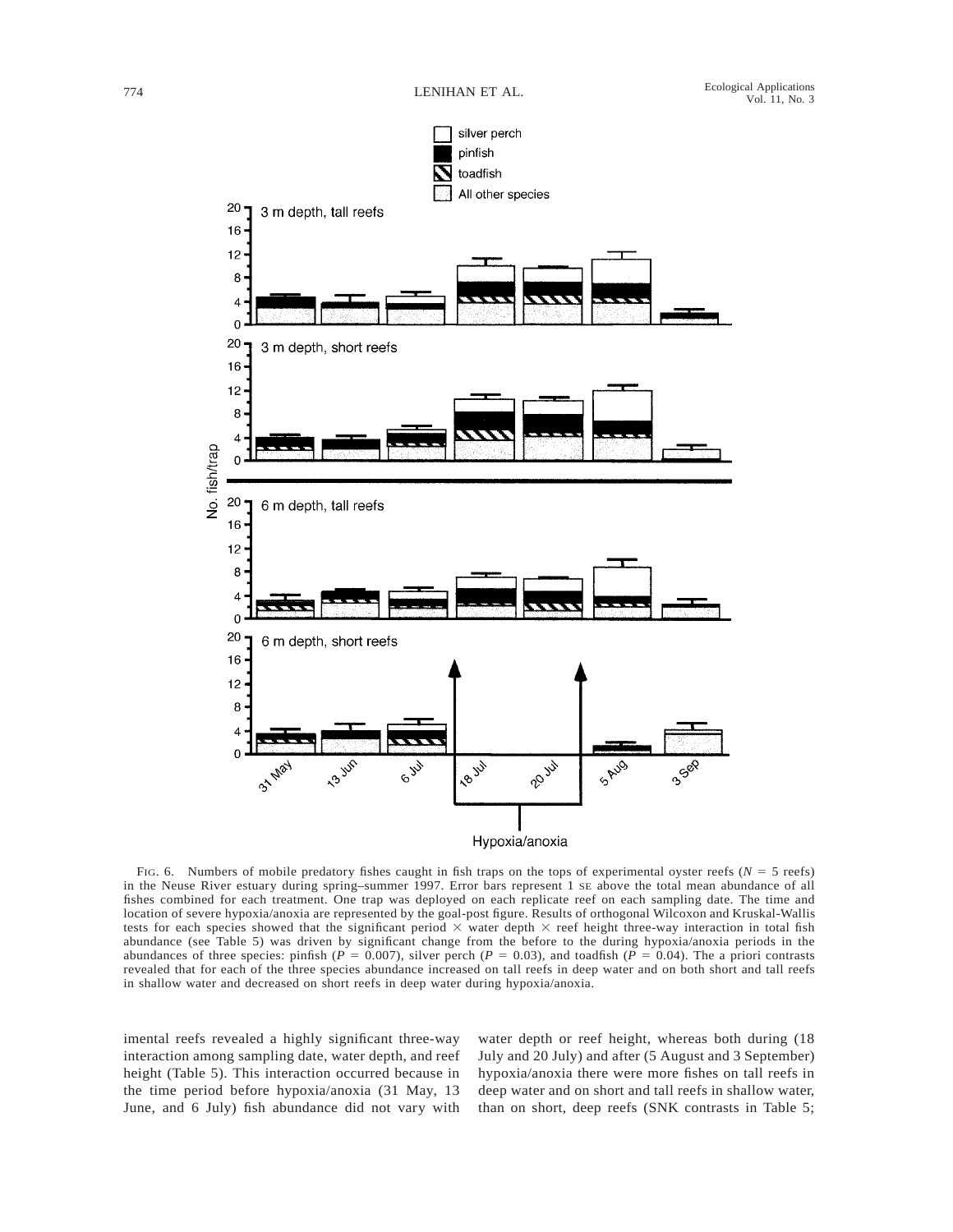FIG. 6. Numbers of mobile predatory fishes caught in fish traps on the tops of experimental oyster reefs ($N = 5$ reefs) in the Neuse River estuary during spring–summer 1997. Error bars represent 1 SE above the total mean abundance of all fishes combined for each treatment. One trap was deployed on each replicate reef on each sampling date. The time and location of severe hypoxia/anoxia are represented by the goal-post figure. Results of orthogonal Wilcoxon and Kruskal-Wallis tests for each species showed that the significant period × water depth × reef height three-way interaction in total fish abundance (see Table 5) was driven by significant change from the before to the during hypoxia/anoxia periods in the abundances of three species: pinfish ($P = 0.007$), silver perch ($P = 0.03$), and toadfish ($P = 0.04$). The a priori contrasts revealed that for each of the three species abundance increased on tall reefs in deep water and on both short and tall reefs in shallow water and decreased on short reefs in deep water during hypoxia/anoxia.

imental reefs revealed a highly significant three-way interaction among sampling date, water depth, and reef height (Table 5). This interaction occurred because in the time period before hypoxia/anoxia (31 May, 13 June, and 6 July) fish abundance did not vary with water depth or reef height, whereas both during (18 July and 20 July) and after (5 August and 3 September) hypoxia/anoxia there were more fishes on tall reefs in deep water and on short and tall reefs in shallow water, than on short, deep reefs (SNK contrasts in Table 5;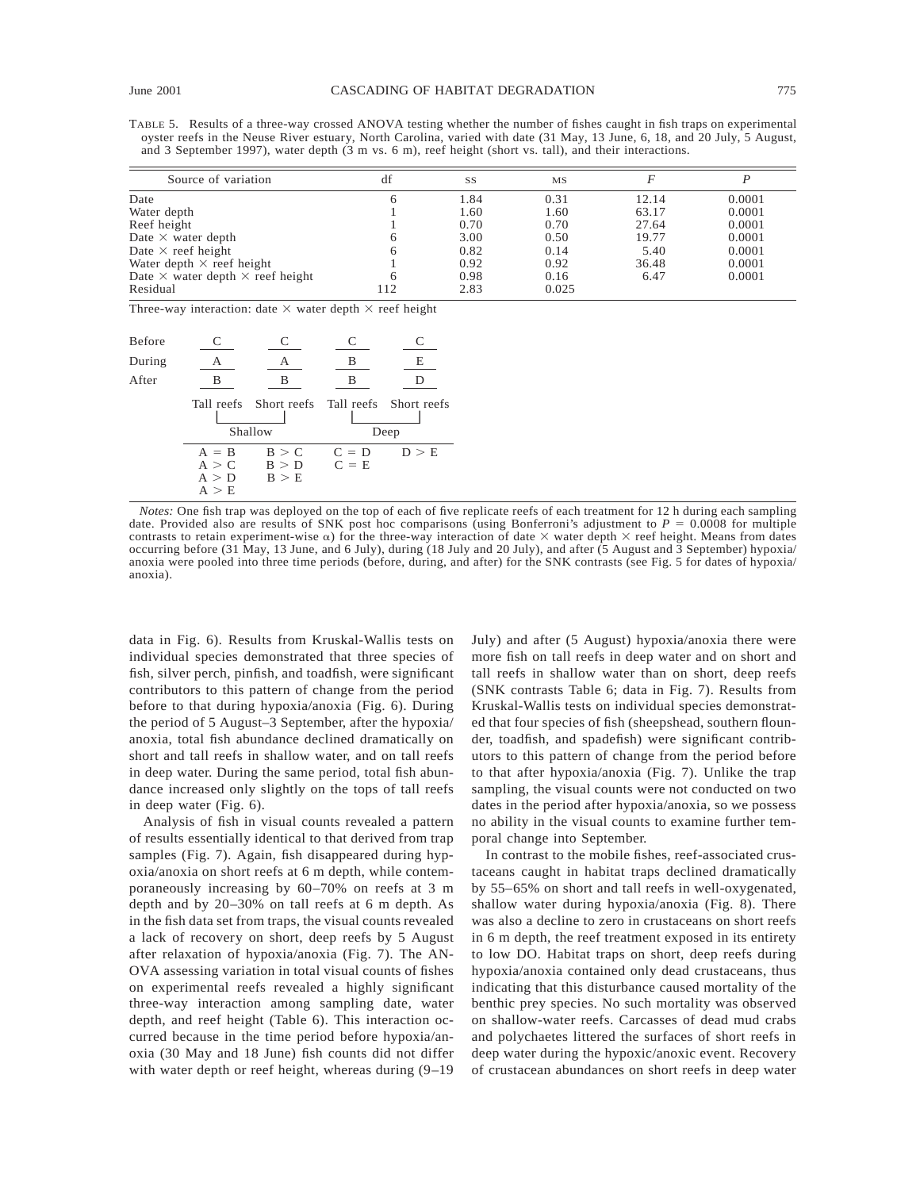TABLE 5. Results of a three-way crossed ANOVA testing whether the number of fishes caught in fish traps on experimental oyster reefs in the Neuse River estuary, North Carolina, varied with date (31 May, 13 June, 6, 18, and 20 July, 5 August, and 3 September 1997), water depth (3 m vs. 6 m), reef height (short vs. tall), and their interactions.

| Source of variation | df | SS | MS | $F$ | $P$ |
|---|---|---|---|---|---|
| Date | 6 | 1.84 | 0.31 | 12.14 | 0.0001 |
| Water depth | 1 | 1.60 | 1.60 | 63.17 | 0.0001 |
| Reef height | 1 | 0.70 | 0.70 | 27.64 | 0.0001 |
| Date × water depth | 6 | 3.00 | 0.50 | 19.77 | 0.0001 |
| Date × reef height | 6 | 0.82 | 0.14 | 5.40 | 0.0001 |
| Water depth × reef height | 1 | 0.92 | 0.92 | 36.48 | 0.0001 |
| Date × water depth × reef height | 6 | 0.98 | 0.16 | 6.47 | 0.0001 |
| Residual | 112 | 2.83 | 0.025 | | |

Three-way interaction: date × water depth × reef height

| | Shallow: Tall reefs | Shallow: Short reefs | Deep: Tall reefs | Deep: Short reefs |
|---|---|---|---|---|
| Before | C | C | C | C |
| During | A | A | B | E |
| After | B | B | B | D |

| | | | |
|---|---|---|---|
| A = B | B > C | C = D | D > E |
| A > C | B > D | C = E | |
| A > D | B > E | | |
| A > E | | | |

*Notes:* One fish trap was deployed on the top of each of five replicate reefs of each treatment for 12 h during each sampling date. Provided also are results of SNK post hoc comparisons (using Bonferroni's adjustment to $P = 0.0008$ for multiple contrasts to retain experiment-wise $\alpha$) for the three-way interaction of date × water depth × reef height. Means from dates occurring before (31 May, 13 June, and 6 July), during (18 July and 20 July), and after (5 August and 3 September) hypoxia/anoxia were pooled into three time periods (before, during, and after) for the SNK contrasts (see Fig. 5 for dates of hypoxia/anoxia).

data in Fig. 6). Results from Kruskal-Wallis tests on individual species demonstrated that three species of fish, silver perch, pinfish, and toadfish, were significant contributors to this pattern of change from the period before to that during hypoxia/anoxia (Fig. 6). During the period of 5 August–3 September, after the hypoxia/anoxia, total fish abundance declined dramatically on short and tall reefs in shallow water, and on tall reefs in deep water. During the same period, total fish abundance increased only slightly on the tops of tall reefs in deep water (Fig. 6).

Analysis of fish in visual counts revealed a pattern of results essentially identical to that derived from trap samples (Fig. 7). Again, fish disappeared during hypoxia/anoxia on short reefs at 6 m depth, while contemporaneously increasing by 60–70% on reefs at 3 m depth and by 20–30% on tall reefs at 6 m depth. As in the fish data set from traps, the visual counts revealed a lack of recovery on short, deep reefs by 5 August after relaxation of hypoxia/anoxia (Fig. 7). The ANOVA assessing variation in total visual counts of fishes on experimental reefs revealed a highly significant three-way interaction among sampling date, water depth, and reef height (Table 6). This interaction occurred because in the time period before hypoxia/anoxia (30 May and 18 June) fish counts did not differ with water depth or reef height, whereas during (9–19 July) and after (5 August) hypoxia/anoxia there were more fish on tall reefs in deep water and on short and tall reefs in shallow water than on short, deep reefs (SNK contrasts Table 6; data in Fig. 7). Results from Kruskal-Wallis tests on individual species demonstrated that four species of fish (sheepshead, southern flounder, toadfish, and spadefish) were significant contributors to this pattern of change from the period before to that after hypoxia/anoxia (Fig. 7). Unlike the trap sampling, the visual counts were not conducted on two dates in the period after hypoxia/anoxia, so we possess no ability in the visual counts to examine further temporal change into September.

In contrast to the mobile fishes, reef-associated crustaceans caught in habitat traps declined dramatically by 55–65% on short and tall reefs in well-oxygenated, shallow water during hypoxia/anoxia (Fig. 8). There was also a decline to zero in crustaceans on short reefs in 6 m depth, the reef treatment exposed in its entirety to low DO. Habitat traps on short, deep reefs during hypoxia/anoxia contained only dead crustaceans, thus indicating that this disturbance caused mortality of the benthic prey species. No such mortality was observed on shallow-water reefs. Carcasses of dead mud crabs and polychaetes littered the surfaces of short reefs in deep water during the hypoxic/anoxic event. Recovery of crustacean abundances on short reefs in deep water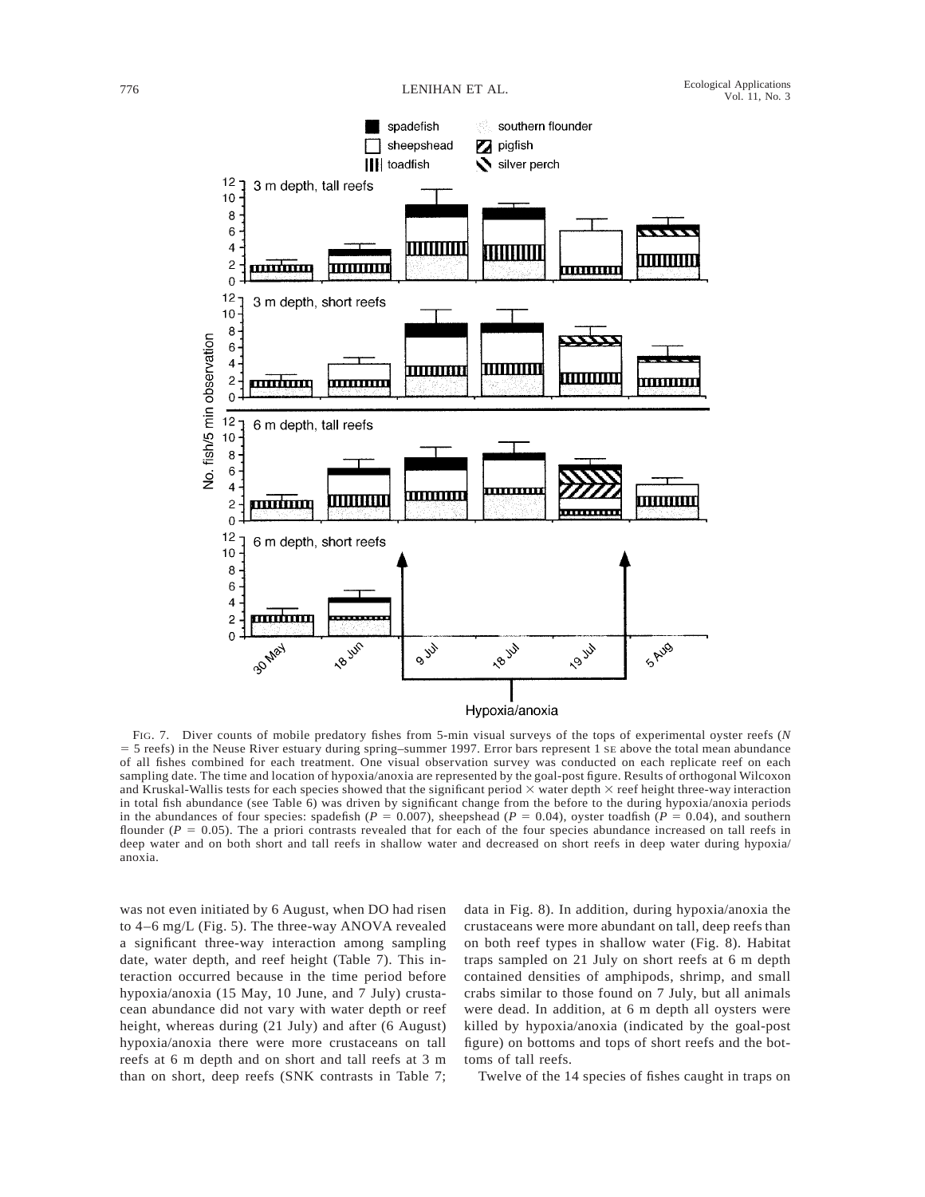FIG. 7. Diver counts of mobile predatory fishes from 5-min visual surveys of the tops of experimental oyster reefs ($N = 5$ reefs) in the Neuse River estuary during spring–summer 1997. Error bars represent 1 SE above the total mean abundance of all fishes combined for each treatment. One visual observation survey was conducted on each replicate reef on each sampling date. The time and location of hypoxia/anoxia are represented by the goal-post figure. Results of orthogonal Wilcoxon and Kruskal-Wallis tests for each species showed that the significant period × water depth × reef height three-way interaction in total fish abundance (see Table 6) was driven by significant change from the before to the during hypoxia/anoxia periods in the abundances of four species: spadefish ($P = 0.007$), sheepshead ($P = 0.04$), oyster toadfish ($P = 0.04$), and southern flounder ($P = 0.05$). The a priori contrasts revealed that for each of the four species abundance increased on tall reefs in deep water and on both short and tall reefs in shallow water and decreased on short reefs in deep water during hypoxia/anoxia.

was not even initiated by 6 August, when DO had risen to 4–6 mg/L (Fig. 5). The three-way ANOVA revealed a significant three-way interaction among sampling date, water depth, and reef height (Table 7). This interaction occurred because in the time period before hypoxia/anoxia (15 May, 10 June, and 7 July) crustacean abundance did not vary with water depth or reef height, whereas during (21 July) and after (6 August) hypoxia/anoxia there were more crustaceans on tall reefs at 6 m depth and on short and tall reefs at 3 m than on short, deep reefs (SNK contrasts in Table 7; data in Fig. 8). In addition, during hypoxia/anoxia the crustaceans were more abundant on tall, deep reefs than on both reef types in shallow water (Fig. 8). Habitat traps sampled on 21 July on short reefs at 6 m depth contained densities of amphipods, shrimp, and small crabs similar to those found on 7 July, but all animals were dead. In addition, at 6 m depth all oysters were killed by hypoxia/anoxia (indicated by the goal-post figure) on bottoms and tops of short reefs and the bottoms of tall reefs.

Twelve of the 14 species of fishes caught in traps on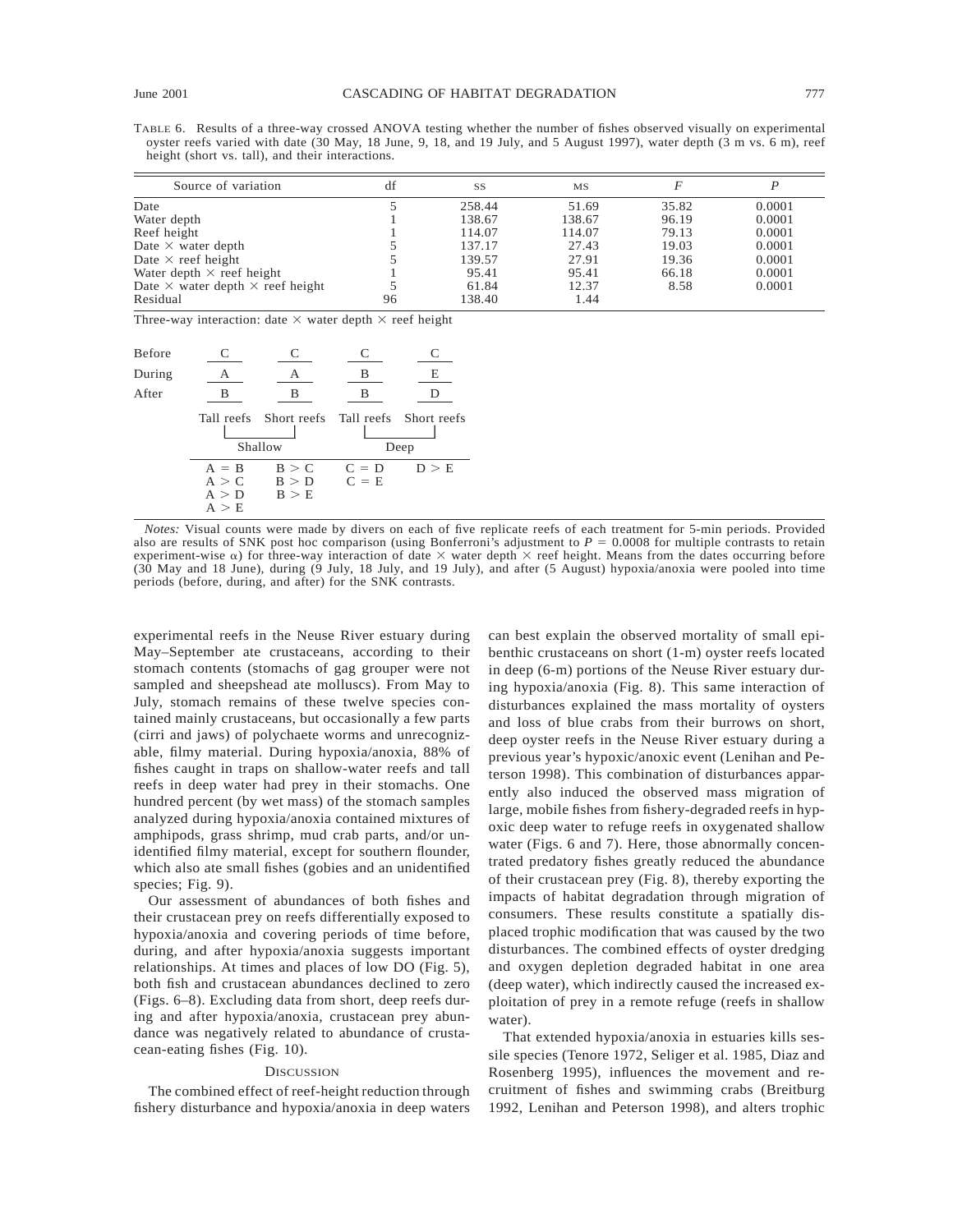TABLE 6. Results of a three-way crossed ANOVA testing whether the number of fishes observed visually on experimental oyster reefs varied with date (30 May, 18 June, 9, 18, and 19 July, and 5 August 1997), water depth (3 m vs. 6 m), reef height (short vs. tall), and their interactions.

| Source of variation | df | SS | MS | F | P |
|---|---|---|---|---|---|
| Date | 5 | 258.44 | 51.69 | 35.82 | 0.0001 |
| Water depth | 1 | 138.67 | 138.67 | 96.19 | 0.0001 |
| Reef height | 1 | 114.07 | 114.07 | 79.13 | 0.0001 |
| Date × water depth | 5 | 137.17 | 27.43 | 19.03 | 0.0001 |
| Date × reef height | 5 | 139.57 | 27.91 | 19.36 | 0.0001 |
| Water depth × reef height | 1 | 95.41 | 95.41 | 66.18 | 0.0001 |
| Date × water depth × reef height | 5 | 61.84 | 12.37 | 8.58 | 0.0001 |
| Residual | 96 | 138.40 | 1.44 | | |

Three-way interaction: date × water depth × reef height

| | Shallow: Tall reefs | Shallow: Short reefs | Deep: Tall reefs | Deep: Short reefs |
|---|---|---|---|---|
| Before | C | C | C | C |
| During | A | A | B | E |
| After | B | B | B | D |
| | A = B, A > C, A > D, A > E | B > C, B > D, B > E | C = D, C = E | D > E |

*Notes:* Visual counts were made by divers on each of five replicate reefs of each treatment for 5-min periods. Provided also are results of SNK post hoc comparison (using Bonferroni's adjustment to $P = 0.0008$ for multiple contrasts to retain experiment-wise α) for three-way interaction of date × water depth × reef height. Means from the dates occurring before (30 May and 18 June), during (9 July, 18 July, and 19 July), and after (5 August) hypoxia/anoxia were pooled into time periods (before, during, and after) for the SNK contrasts.

experimental reefs in the Neuse River estuary during May–September ate crustaceans, according to their stomach contents (stomachs of gag grouper were not sampled and sheepshead ate molluscs). From May to July, stomach remains of these twelve species contained mainly crustaceans, but occasionally a few parts (cirri and jaws) of polychaete worms and unrecognizable, filmy material. During hypoxia/anoxia, 88% of fishes caught in traps on shallow-water reefs and tall reefs in deep water had prey in their stomachs. One hundred percent (by wet mass) of the stomach samples analyzed during hypoxia/anoxia contained mixtures of amphipods, grass shrimp, mud crab parts, and/or unidentified filmy material, except for southern flounder, which also ate small fishes (gobies and an unidentified species; Fig. 9).

Our assessment of abundances of both fishes and their crustacean prey on reefs differentially exposed to hypoxia/anoxia and covering periods of time before, during, and after hypoxia/anoxia suggests important relationships. At times and places of low DO (Fig. 5), both fish and crustacean abundances declined to zero (Figs. 6–8). Excluding data from short, deep reefs during and after hypoxia/anoxia, crustacean prey abundance was negatively related to abundance of crustacean-eating fishes (Fig. 10).

## DISCUSSION

The combined effect of reef-height reduction through fishery disturbance and hypoxia/anoxia in deep waters can best explain the observed mortality of small epibenthic crustaceans on short (1-m) oyster reefs located in deep (6-m) portions of the Neuse River estuary during hypoxia/anoxia (Fig. 8). This same interaction of disturbances explained the mass mortality of oysters and loss of blue crabs from their burrows on short, deep oyster reefs in the Neuse River estuary during a previous year's hypoxic/anoxic event (Lenihan and Peterson 1998). This combination of disturbances apparently also induced the observed mass migration of large, mobile fishes from fishery-degraded reefs in hypoxic deep water to refuge reefs in oxygenated shallow water (Figs. 6 and 7). Here, those abnormally concentrated predatory fishes greatly reduced the abundance of their crustacean prey (Fig. 8), thereby exporting the impacts of habitat degradation through migration of consumers. These results constitute a spatially displaced trophic modification that was caused by the two disturbances. The combined effects of oyster dredging and oxygen depletion degraded habitat in one area (deep water), which indirectly caused the increased exploitation of prey in a remote refuge (reefs in shallow water).

That extended hypoxia/anoxia in estuaries kills sessile species (Tenore 1972, Seliger et al. 1985, Diaz and Rosenberg 1995), influences the movement and recruitment of fishes and swimming crabs (Breitburg 1992, Lenihan and Peterson 1998), and alters trophic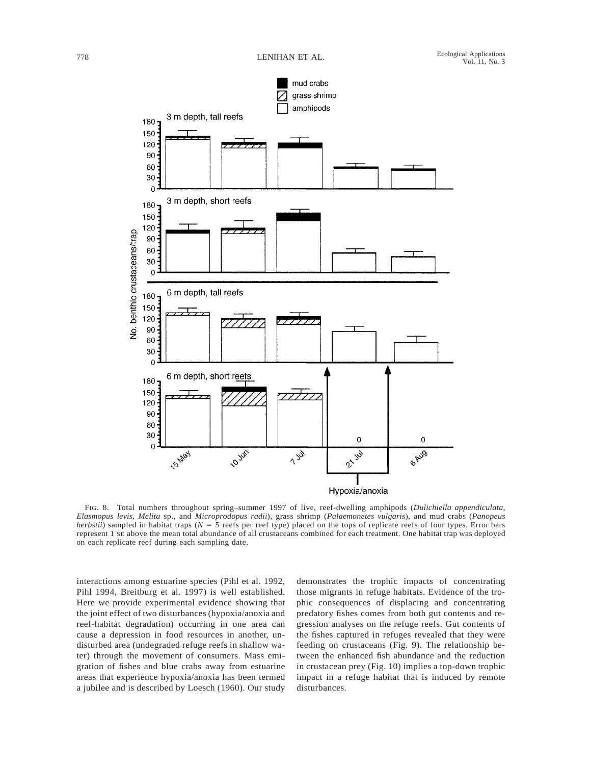FIG. 8. Total numbers throughout spring–summer 1997 of live, reef-dwelling amphipods (*Dulichiella appendiculata*, *Elasmopus levis*, *Melita* sp., and *Microprodopus radii*), grass shrimp (*Palaemonetes vulgaris*), and mud crabs (*Panopeus herbstii*) sampled in habitat traps ($N = 5$ reefs per reef type) placed on the tops of replicate reefs of four types. Error bars represent 1 SE above the mean total abundance of all crustaceans combined for each treatment. One habitat trap was deployed on each replicate reef during each sampling date.

interactions among estuarine species (Pihl et al. 1992, Pihl 1994, Breitburg et al. 1997) is well established. Here we provide experimental evidence showing that the joint effect of two disturbances (hypoxia/anoxia and reef-habitat degradation) occurring in one area can cause a depression in food resources in another, undisturbed area (undegraded refuge reefs in shallow water) through the movement of consumers. Mass emigration of fishes and blue crabs away from estuarine areas that experience hypoxia/anoxia has been termed a jubilee and is described by Loesch (1960). Our study demonstrates the trophic impacts of concentrating those migrants in refuge habitats. Evidence of the trophic consequences of displacing and concentrating predatory fishes comes from both gut contents and regression analyses on the refuge reefs. Gut contents of the fishes captured in refuges revealed that they were feeding on crustaceans (Fig. 9). The relationship between the enhanced fish abundance and the reduction in crustacean prey (Fig. 10) implies a top-down trophic impact in a refuge habitat that is induced by remote disturbances.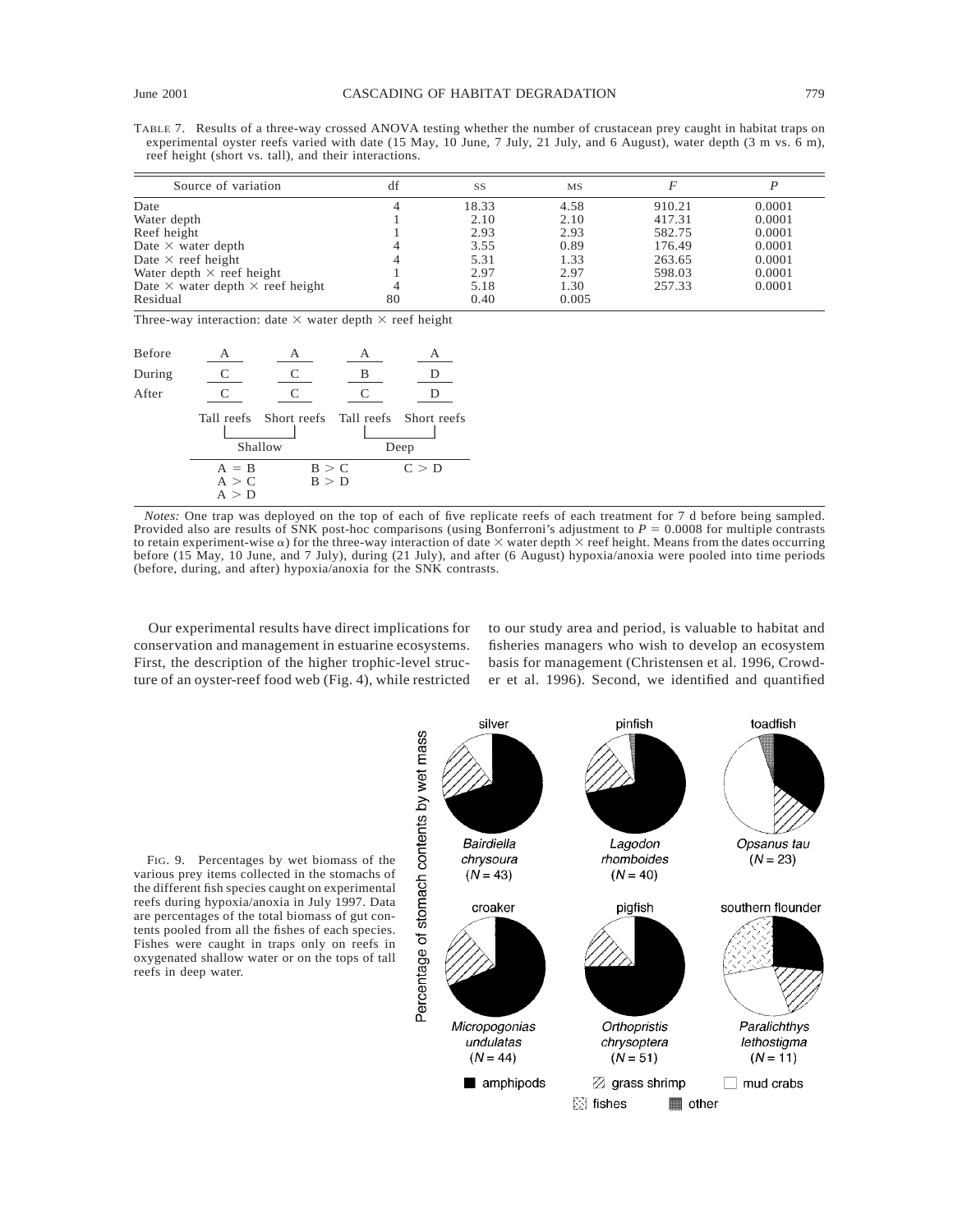TABLE 7. Results of a three-way crossed ANOVA testing whether the number of crustacean prey caught in habitat traps on experimental oyster reefs varied with date (15 May, 10 June, 7 July, 21 July, and 6 August), water depth (3 m vs. 6 m), reef height (short vs. tall), and their interactions.

| Source of variation | df | SS | MS | $F$ | $P$ |
|---|---|---|---|---|---|
| Date | 4 | 18.33 | 4.58 | 910.21 | 0.0001 |
| Water depth | 1 | 2.10 | 2.10 | 417.31 | 0.0001 |
| Reef height | 1 | 2.93 | 2.93 | 582.75 | 0.0001 |
| Date × water depth | 4 | 3.55 | 0.89 | 176.49 | 0.0001 |
| Date × reef height | 4 | 5.31 | 1.33 | 263.65 | 0.0001 |
| Water depth × reef height | 1 | 2.97 | 2.97 | 598.03 | 0.0001 |
| Date × water depth × reef height | 4 | 5.18 | 1.30 | 257.33 | 0.0001 |
| Residual | 80 | 0.40 | 0.005 | | |

Three-way interaction: date × water depth × reef height

| | Shallow: Tall reefs | Shallow: Short reefs | Deep: Tall reefs | Deep: Short reefs |
|---|---|---|---|---|
| Before | A | A | A | A |
| During | C | C | B | D |
| After | C | C | C | D |
| | A = B, A > C, A > D | B > C, B > D | C > D | |

*Notes:* One trap was deployed on the top of each of five replicate reefs of each treatment for 7 d before being sampled. Provided also are results of SNK post-hoc comparisons (using Bonferroni's adjustment to $P = 0.0008$ for multiple contrasts to retain experiment-wise $\alpha$) for the three-way interaction of date × water depth × reef height. Means from the dates occurring before (15 May, 10 June, and 7 July), during (21 July), and after (6 August) hypoxia/anoxia were pooled into time periods (before, during, and after) hypoxia/anoxia for the SNK contrasts.

Our experimental results have direct implications for conservation and management in estuarine ecosystems. First, the description of the higher trophic-level structure of an oyster-reef food web (Fig. 4), while restricted to our study area and period, is valuable to habitat and fisheries managers who wish to develop an ecosystem basis for management (Christensen et al. 1996, Crowder et al. 1996). Second, we identified and quantified

FIG. 9. Percentages by wet biomass of the various prey items collected in the stomachs of the different fish species caught on experimental reefs during hypoxia/anoxia in July 1997. Data are percentages of the total biomass of gut contents pooled from all the fishes of each species. Fishes were caught in traps only on reefs in oxygenated shallow water or on the tops of tall reefs in deep water.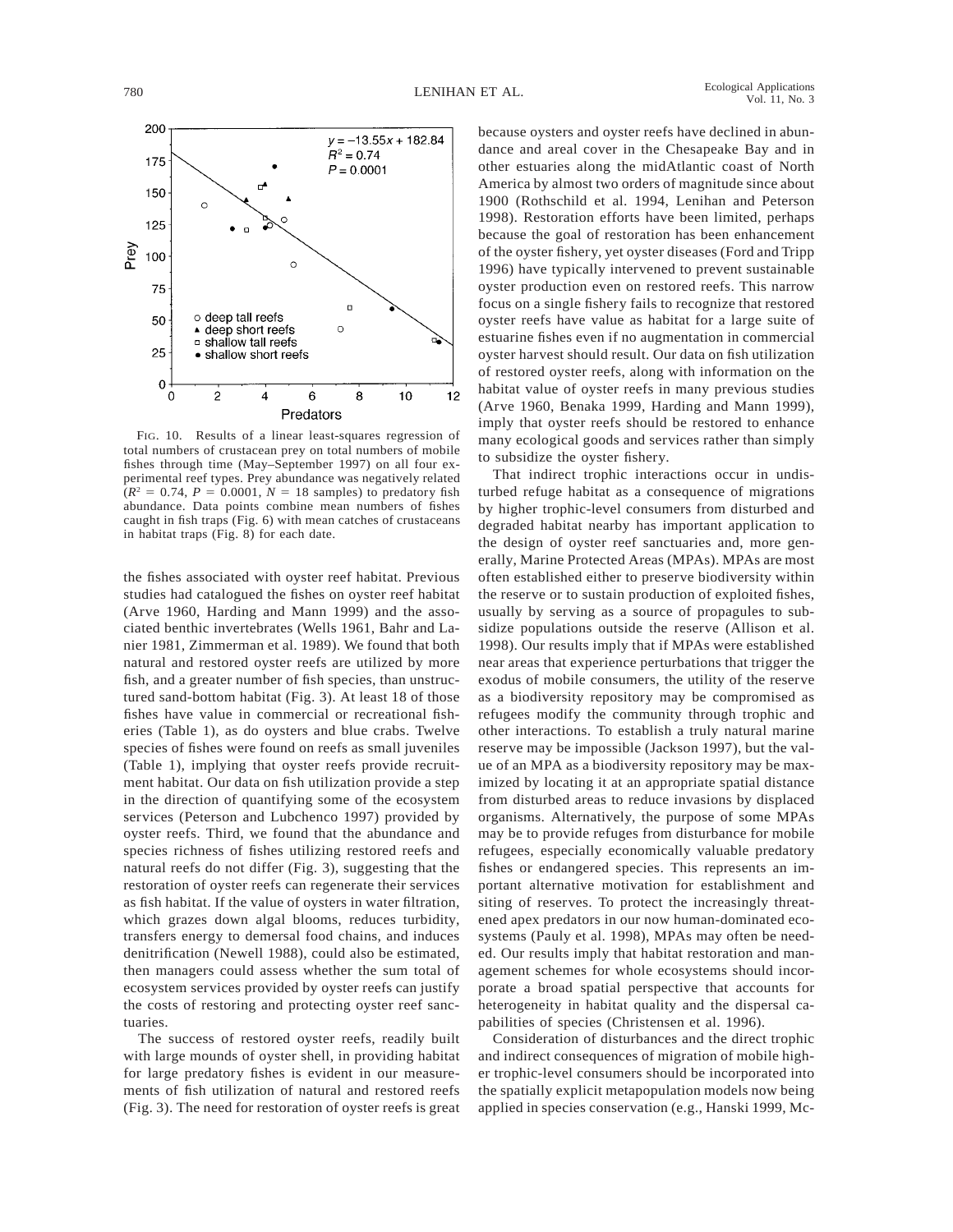FIG. 10. Results of a linear least-squares regression of total numbers of crustacean prey on total numbers of mobile fishes through time (May–September 1997) on all four experimental reef types. Prey abundance was negatively related ($R^2$ = 0.74, $P$ = 0.0001, $N$ = 18 samples) to predatory fish abundance. Data points combine mean numbers of fishes caught in fish traps (Fig. 6) with mean catches of crustaceans in habitat traps (Fig. 8) for each date.

the fishes associated with oyster reef habitat. Previous studies had catalogued the fishes on oyster reef habitat (Arve 1960, Harding and Mann 1999) and the associated benthic invertebrates (Wells 1961, Bahr and Lanier 1981, Zimmerman et al. 1989). We found that both natural and restored oyster reefs are utilized by more fish, and a greater number of fish species, than unstructured sand-bottom habitat (Fig. 3). At least 18 of those fishes have value in commercial or recreational fisheries (Table 1), as do oysters and blue crabs. Twelve species of fishes were found on reefs as small juveniles (Table 1), implying that oyster reefs provide recruitment habitat. Our data on fish utilization provide a step in the direction of quantifying some of the ecosystem services (Peterson and Lubchenco 1997) provided by oyster reefs. Third, we found that the abundance and species richness of fishes utilizing restored reefs and natural reefs do not differ (Fig. 3), suggesting that the restoration of oyster reefs can regenerate their services as fish habitat. If the value of oysters in water filtration, which grazes down algal blooms, reduces turbidity, transfers energy to demersal food chains, and induces denitrification (Newell 1988), could also be estimated, then managers could assess whether the sum total of ecosystem services provided by oyster reefs can justify the costs of restoring and protecting oyster reef sanctuaries.

The success of restored oyster reefs, readily built with large mounds of oyster shell, in providing habitat for large predatory fishes is evident in our measurements of fish utilization of natural and restored reefs (Fig. 3). The need for restoration of oyster reefs is great because oysters and oyster reefs have declined in abundance and areal cover in the Chesapeake Bay and in other estuaries along the midAtlantic coast of North America by almost two orders of magnitude since about 1900 (Rothschild et al. 1994, Lenihan and Peterson 1998). Restoration efforts have been limited, perhaps because the goal of restoration has been enhancement of the oyster fishery, yet oyster diseases (Ford and Tripp 1996) have typically intervened to prevent sustainable oyster production even on restored reefs. This narrow focus on a single fishery fails to recognize that restored oyster reefs have value as habitat for a large suite of estuarine fishes even if no augmentation in commercial oyster harvest should result. Our data on fish utilization of restored oyster reefs, along with information on the habitat value of oyster reefs in many previous studies (Arve 1960, Benaka 1999, Harding and Mann 1999), imply that oyster reefs should be restored to enhance many ecological goods and services rather than simply to subsidize the oyster fishery.

That indirect trophic interactions occur in undisturbed refuge habitat as a consequence of migrations by higher trophic-level consumers from disturbed and degraded habitat nearby has important application to the design of oyster reef sanctuaries and, more generally, Marine Protected Areas (MPAs). MPAs are most often established either to preserve biodiversity within the reserve or to sustain production of exploited fishes, usually by serving as a source of propagules to subsidize populations outside the reserve (Allison et al. 1998). Our results imply that if MPAs were established near areas that experience perturbations that trigger the exodus of mobile consumers, the utility of the reserve as a biodiversity repository may be compromised as refugees modify the community through trophic and other interactions. To establish a truly natural marine reserve may be impossible (Jackson 1997), but the value of an MPA as a biodiversity repository may be maximized by locating it at an appropriate spatial distance from disturbed areas to reduce invasions by displaced organisms. Alternatively, the purpose of some MPAs may be to provide refuges from disturbance for mobile refugees, especially economically valuable predatory fishes or endangered species. This represents an important alternative motivation for establishment and siting of reserves. To protect the increasingly threatened apex predators in our now human-dominated ecosystems (Pauly et al. 1998), MPAs may often be needed. Our results imply that habitat restoration and management schemes for whole ecosystems should incorporate a broad spatial perspective that accounts for heterogeneity in habitat quality and the dispersal capabilities of species (Christensen et al. 1996).

Consideration of disturbances and the direct trophic and indirect consequences of migration of mobile higher trophic-level consumers should be incorporated into the spatially explicit metapopulation models now being applied in species conservation (e.g., Hanski 1999, Mc-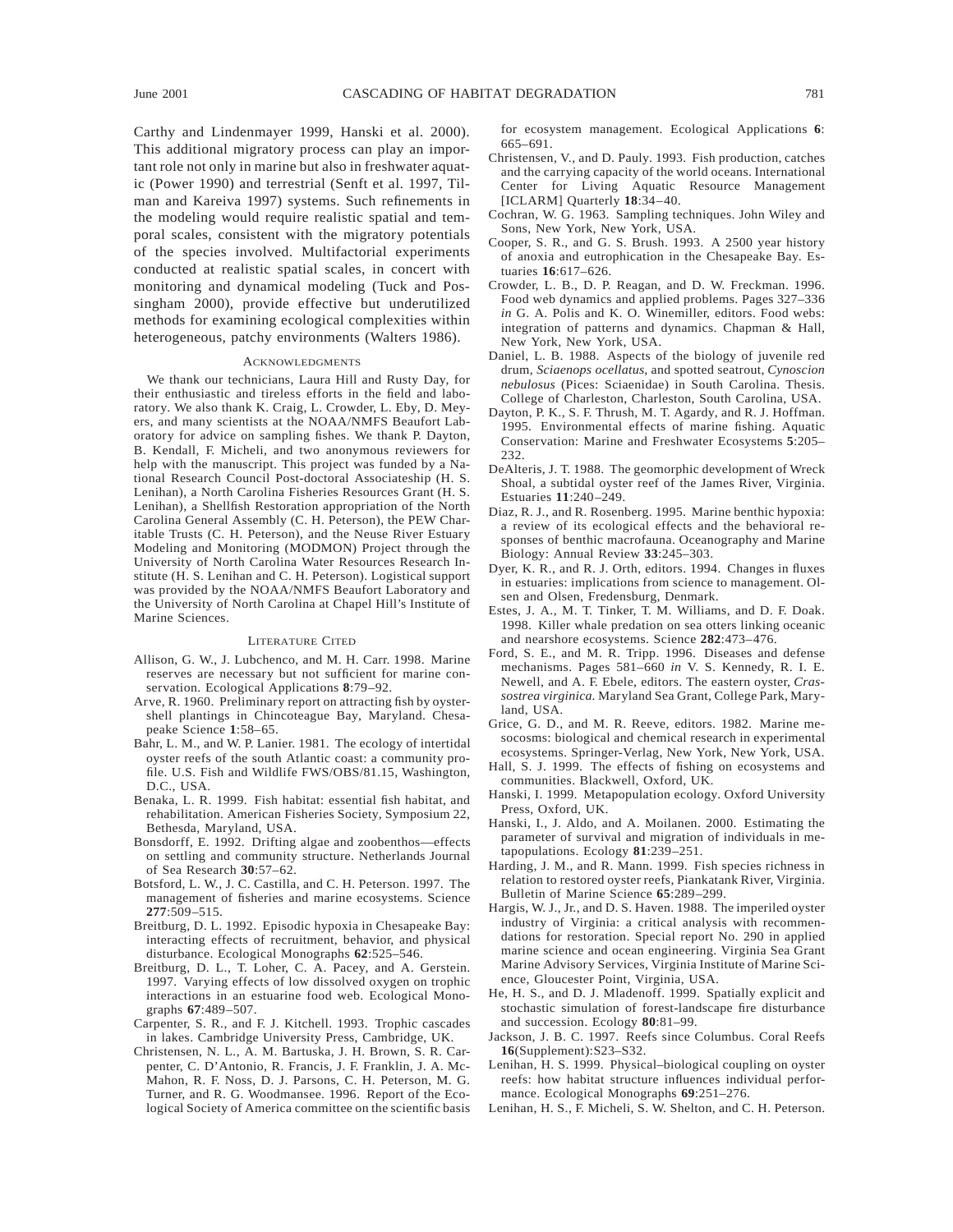Carthy and Lindenmayer 1999, Hanski et al. 2000). This additional migratory process can play an important role not only in marine but also in freshwater aquatic (Power 1990) and terrestrial (Senft et al. 1997, Tilman and Kareiva 1997) systems. Such refinements in the modeling would require realistic spatial and temporal scales, consistent with the migratory potentials of the species involved. Multifactorial experiments conducted at realistic spatial scales, in concert with monitoring and dynamical modeling (Tuck and Possingham 2000), provide effective but underutilized methods for examining ecological complexities within heterogeneous, patchy environments (Walters 1986).

## Acknowledgments

We thank our technicians, Laura Hill and Rusty Day, for their enthusiastic and tireless efforts in the field and laboratory. We also thank K. Craig, L. Crowder, L. Eby, D. Meyers, and many scientists at the NOAA/NMFS Beaufort Laboratory for advice on sampling fishes. We thank P. Dayton, B. Kendall, F. Micheli, and two anonymous reviewers for help with the manuscript. This project was funded by a National Research Council Post-doctoral Associateship (H. S. Lenihan), a North Carolina Fisheries Resources Grant (H. S. Lenihan), a Shellfish Restoration appropriation of the North Carolina General Assembly (C. H. Peterson), the PEW Charitable Trusts (C. H. Peterson), and the Neuse River Estuary Modeling and Monitoring (MODMON) Project through the University of North Carolina Water Resources Research Institute (H. S. Lenihan and C. H. Peterson). Logistical support was provided by the NOAA/NMFS Beaufort Laboratory and the University of North Carolina at Chapel Hill's Institute of Marine Sciences.

## Literature Cited

Allison, G. W., J. Lubchenco, and M. H. Carr. 1998. Marine reserves are necessary but not sufficient for marine conservation. Ecological Applications **8**:79–92.

Arve, R. 1960. Preliminary report on attracting fish by oyster-shell plantings in Chincoteague Bay, Maryland. Chesapeake Science **1**:58–65.

Bahr, L. M., and W. P. Lanier. 1981. The ecology of intertidal oyster reefs of the south Atlantic coast: a community profile. U.S. Fish and Wildlife FWS/OBS/81.15, Washington, D.C., USA.

Benaka, L. R. 1999. Fish habitat: essential fish habitat, and rehabilitation. American Fisheries Society, Symposium 22, Bethesda, Maryland, USA.

Bonsdorff, E. 1992. Drifting algae and zoobenthos—effects on settling and community structure. Netherlands Journal of Sea Research **30**:57–62.

Botsford, L. W., J. C. Castilla, and C. H. Peterson. 1997. The management of fisheries and marine ecosystems. Science **277**:509–515.

Breitburg, D. L. 1992. Episodic hypoxia in Chesapeake Bay: interacting effects of recruitment, behavior, and physical disturbance. Ecological Monographs **62**:525–546.

Breitburg, D. L., T. Loher, C. A. Pacey, and A. Gerstein. 1997. Varying effects of low dissolved oxygen on trophic interactions in an estuarine food web. Ecological Monographs **67**:489–507.

Carpenter, S. R., and F. J. Kitchell. 1993. Trophic cascades in lakes. Cambridge University Press, Cambridge, UK.

Christensen, N. L., A. M. Bartuska, J. H. Brown, S. R. Carpenter, C. D'Antonio, R. Francis, J. F. Franklin, J. A. McMahon, R. F. Noss, D. J. Parsons, C. H. Peterson, M. G. Turner, and R. G. Woodmansee. 1996. Report of the Ecological Society of America committee on the scientific basis for ecosystem management. Ecological Applications **6**: 665–691.

Christensen, V., and D. Pauly. 1993. Fish production, catches and the carrying capacity of the world oceans. International Center for Living Aquatic Resource Management [ICLARM] Quarterly **18**:34–40.

Cochran, W. G. 1963. Sampling techniques. John Wiley and Sons, New York, New York, USA.

Cooper, S. R., and G. S. Brush. 1993. A 2500 year history of anoxia and eutrophication in the Chesapeake Bay. Estuaries **16**:617–626.

Crowder, L. B., D. P. Reagan, and D. W. Freckman. 1996. Food web dynamics and applied problems. Pages 327–336 *in* G. A. Polis and K. O. Winemiller, editors. Food webs: integration of patterns and dynamics. Chapman & Hall, New York, New York, USA.

Daniel, L. B. 1988. Aspects of the biology of juvenile red drum, *Sciaenops ocellatus*, and spotted seatrout, *Cynoscion nebulosus* (Pices: Sciaenidae) in South Carolina. Thesis. College of Charleston, Charleston, South Carolina, USA.

Dayton, P. K., S. F. Thrush, M. T. Agardy, and R. J. Hoffman. 1995. Environmental effects of marine fishing. Aquatic Conservation: Marine and Freshwater Ecosystems **5**:205–232.

DeAlteris, J. T. 1988. The geomorphic development of Wreck Shoal, a subtidal oyster reef of the James River, Virginia. Estuaries **11**:240–249.

Diaz, R. J., and R. Rosenberg. 1995. Marine benthic hypoxia: a review of its ecological effects and the behavioral responses of benthic macrofauna. Oceanography and Marine Biology: Annual Review **33**:245–303.

Dyer, K. R., and R. J. Orth, editors. 1994. Changes in fluxes in estuaries: implications from science to management. Olsen and Olsen, Fredensburg, Denmark.

Estes, J. A., M. T. Tinker, T. M. Williams, and D. F. Doak. 1998. Killer whale predation on sea otters linking oceanic and nearshore ecosystems. Science **282**:473–476.

Ford, S. E., and M. R. Tripp. 1996. Diseases and defense mechanisms. Pages 581–660 *in* V. S. Kennedy, R. I. E. Newell, and A. F. Ebele, editors. The eastern oyster, *Crassostrea virginica*. Maryland Sea Grant, College Park, Maryland, USA.

Grice, G. D., and M. R. Reeve, editors. 1982. Marine mesocosms: biological and chemical research in experimental ecosystems. Springer-Verlag, New York, New York, USA.

Hall, S. J. 1999. The effects of fishing on ecosystems and communities. Blackwell, Oxford, UK.

Hanski, I. 1999. Metapopulation ecology. Oxford University Press, Oxford, UK.

Hanski, I., J. Aldo, and A. Moilanen. 2000. Estimating the parameter of survival and migration of individuals in metapopulations. Ecology **81**:239–251.

Harding, J. M., and R. Mann. 1999. Fish species richness in relation to restored oyster reefs, Piankatank River, Virginia. Bulletin of Marine Science **65**:289–299.

Hargis, W. J., Jr., and D. S. Haven. 1988. The imperiled oyster industry of Virginia: a critical analysis with recommendations for restoration. Special report No. 290 in applied marine science and ocean engineering. Virginia Sea Grant Marine Advisory Services, Virginia Institute of Marine Science, Gloucester Point, Virginia, USA.

He, H. S., and D. J. Mladenoff. 1999. Spatially explicit and stochastic simulation of forest-landscape fire disturbance and succession. Ecology **80**:81–99.

Jackson, J. B. C. 1997. Reefs since Columbus. Coral Reefs **16**(Supplement):S23–S32.

Lenihan, H. S. 1999. Physical–biological coupling on oyster reefs: how habitat structure influences individual performance. Ecological Monographs **69**:251–276.

Lenihan, H. S., F. Micheli, S. W. Shelton, and C. H. Peterson.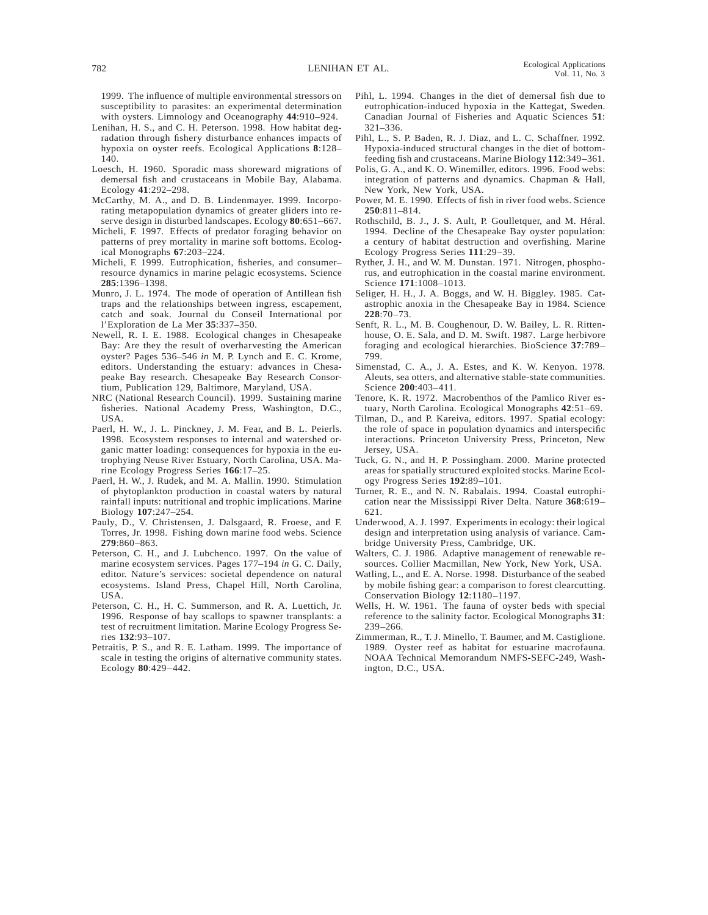1999. The influence of multiple environmental stressors on susceptibility to parasites: an experimental determination with oysters. Limnology and Oceanography **44**:910–924.

Lenihan, H. S., and C. H. Peterson. 1998. How habitat degradation through fishery disturbance enhances impacts of hypoxia on oyster reefs. Ecological Applications **8**:128–140.

Loesch, H. 1960. Sporadic mass shoreward migrations of demersal fish and crustaceans in Mobile Bay, Alabama. Ecology **41**:292–298.

McCarthy, M. A., and D. B. Lindenmayer. 1999. Incorporating metapopulation dynamics of greater gliders into reserve design in disturbed landscapes. Ecology **80**:651–667.

Micheli, F. 1997. Effects of predator foraging behavior on patterns of prey mortality in marine soft bottoms. Ecological Monographs **67**:203–224.

Micheli, F. 1999. Eutrophication, fisheries, and consumer–resource dynamics in marine pelagic ecosystems. Science **285**:1396–1398.

Munro, J. L. 1974. The mode of operation of Antillean fish traps and the relationships between ingress, escapement, catch and soak. Journal du Conseil International por l'Exploration de La Mer **35**:337–350.

Newell, R. I. E. 1988. Ecological changes in Chesapeake Bay: Are they the result of overharvesting the American oyster? Pages 536–546 *in* M. P. Lynch and E. C. Krome, editors. Understanding the estuary: advances in Chesapeake Bay research. Chesapeake Bay Research Consortium, Publication 129, Baltimore, Maryland, USA.

NRC (National Research Council). 1999. Sustaining marine fisheries. National Academy Press, Washington, D.C., USA.

Paerl, H. W., J. L. Pinckney, J. M. Fear, and B. L. Peierls. 1998. Ecosystem responses to internal and watershed organic matter loading: consequences for hypoxia in the eutrophying Neuse River Estuary, North Carolina, USA. Marine Ecology Progress Series **166**:17–25.

Paerl, H. W., J. Rudek, and M. A. Mallin. 1990. Stimulation of phytoplankton production in coastal waters by natural rainfall inputs: nutritional and trophic implications. Marine Biology **107**:247–254.

Pauly, D., V. Christensen, J. Dalsgaard, R. Froese, and F. Torres, Jr. 1998. Fishing down marine food webs. Science **279**:860–863.

Peterson, C. H., and J. Lubchenco. 1997. On the value of marine ecosystem services. Pages 177–194 *in* G. C. Daily, editor. Nature's services: societal dependence on natural ecosystems. Island Press, Chapel Hill, North Carolina, USA.

Peterson, C. H., H. C. Summerson, and R. A. Luettich, Jr. 1996. Response of bay scallops to spawner transplants: a test of recruitment limitation. Marine Ecology Progress Series **132**:93–107.

Petraitis, P. S., and R. E. Latham. 1999. The importance of scale in testing the origins of alternative community states. Ecology **80**:429–442.

Pihl, L. 1994. Changes in the diet of demersal fish due to eutrophication-induced hypoxia in the Kattegat, Sweden. Canadian Journal of Fisheries and Aquatic Sciences **51**: 321–336.

Pihl, L., S. P. Baden, R. J. Diaz, and L. C. Schaffner. 1992. Hypoxia-induced structural changes in the diet of bottom-feeding fish and crustaceans. Marine Biology **112**:349–361.

Polis, G. A., and K. O. Winemiller, editors. 1996. Food webs: integration of patterns and dynamics. Chapman & Hall, New York, New York, USA.

Power, M. E. 1990. Effects of fish in river food webs. Science **250**:811–814.

Rothschild, B. J., J. S. Ault, P. Goulletquer, and M. Héral. 1994. Decline of the Chesapeake Bay oyster population: a century of habitat destruction and overfishing. Marine Ecology Progress Series **111**:29–39.

Ryther, J. H., and W. M. Dunstan. 1971. Nitrogen, phosphorus, and eutrophication in the coastal marine environment. Science **171**:1008–1013.

Seliger, H. H., J. A. Boggs, and W. H. Biggley. 1985. Catastrophic anoxia in the Chesapeake Bay in 1984. Science **228**:70–73.

Senft, R. L., M. B. Coughenour, D. W. Bailey, L. R. Rittenhouse, O. E. Sala, and D. M. Swift. 1987. Large herbivore foraging and ecological hierarchies. BioScience **37**:789–799.

Simenstad, C. A., J. A. Estes, and K. W. Kenyon. 1978. Aleuts, sea otters, and alternative stable-state communities. Science **200**:403–411.

Tenore, K. R. 1972. Macrobenthos of the Pamlico River estuary, North Carolina. Ecological Monographs **42**:51–69.

Tilman, D., and P. Kareiva, editors. 1997. Spatial ecology: the role of space in population dynamics and interspecific interactions. Princeton University Press, Princeton, New Jersey, USA.

Tuck, G. N., and H. P. Possingham. 2000. Marine protected areas for spatially structured exploited stocks. Marine Ecology Progress Series **192**:89–101.

Turner, R. E., and N. N. Rabalais. 1994. Coastal eutrophication near the Mississippi River Delta. Nature **368**:619–621.

Underwood, A. J. 1997. Experiments in ecology: their logical design and interpretation using analysis of variance. Cambridge University Press, Cambridge, UK.

Walters, C. J. 1986. Adaptive management of renewable resources. Collier Macmillan, New York, New York, USA.

Watling, L., and E. A. Norse. 1998. Disturbance of the seabed by mobile fishing gear: a comparison to forest clearcutting. Conservation Biology **12**:1180–1197.

Wells, H. W. 1961. The fauna of oyster beds with special reference to the salinity factor. Ecological Monographs **31**: 239–266.

Zimmerman, R., T. J. Minello, T. Baumer, and M. Castiglione. 1989. Oyster reef as habitat for estuarine macrofauna. NOAA Technical Memorandum NMFS-SEFC-249, Washington, D.C., USA.